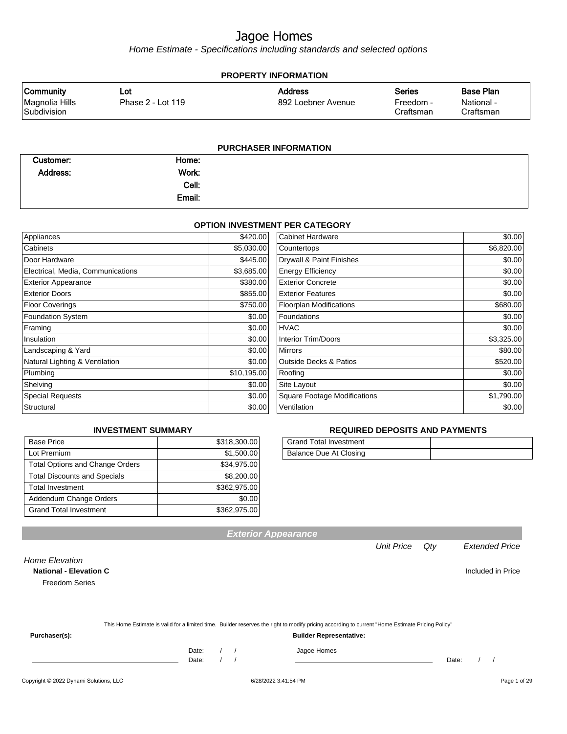# Jagoe Homes

*Home Estimate - Specifications including standards and selected options*

## PROPERTY INFORMATION

| Community | Lot | Address | Series | Base Plan |
|---|---|---|---|---|
| Magnolia Hills Subdivision | Phase 2 - Lot 119 | 892 Loebner Avenue | Freedom - Craftsman | National - Craftsman |

## PURCHASER INFORMATION

| | | | |
|---|---|---|---|
| **Customer:** | | **Home:** | |
| **Address:** | | **Work:** | |
| | | **Cell:** | |
| | | **Email:** | |

## OPTION INVESTMENT PER CATEGORY

| Category | Amount | Category | Amount |
|---|---|---|---|
| Appliances | $420.00 | Cabinet Hardware | $0.00 |
| Cabinets | $5,030.00 | Countertops | $6,820.00 |
| Door Hardware | $445.00 | Drywall & Paint Finishes | $0.00 |
| Electrical, Media, Communications | $3,685.00 | Energy Efficiency | $0.00 |
| Exterior Appearance | $380.00 | Exterior Concrete | $0.00 |
| Exterior Doors | $855.00 | Exterior Features | $0.00 |
| Floor Coverings | $750.00 | Floorplan Modifications | $680.00 |
| Foundation System | $0.00 | Foundations | $0.00 |
| Framing | $0.00 | HVAC | $0.00 |
| Insulation | $0.00 | Interior Trim/Doors | $3,325.00 |
| Landscaping & Yard | $0.00 | Mirrors | $80.00 |
| Natural Lighting & Ventilation | $0.00 | Outside Decks & Patios | $520.00 |
| Plumbing | $10,195.00 | Roofing | $0.00 |
| Shelving | $0.00 | Site Layout | $0.00 |
| Special Requests | $0.00 | Square Footage Modifications | $1,790.00 |
| Structural | $0.00 | Ventilation | $0.00 |

## INVESTMENT SUMMARY

| | |
|---|---|
| Base Price | $318,300.00 |
| Lot Premium | $1,500.00 |
| Total Options and Change Orders | $34,975.00 |
| Total Discounts and Specials | $8,200.00 |
| Total Investment | $362,975.00 |
| Addendum Change Orders | $0.00 |
| Grand Total Investment | $362,975.00 |

## REQUIRED DEPOSITS AND PAYMENTS

| | |
|---|---|
| Grand Total Investment | |
| Balance Due At Closing | |

## Exterior Appearance

| | Unit Price | Qty | Extended Price |
|---|---|---|---|
| *Home Elevation* | | | |
| **National - Elevation C** | | | Included in Price |
| Freedom Series | | | |

This Home Estimate is valid for a limited time. Builder reserves the right to modify pricing according to current "Home Estimate Pricing Policy"

**Purchaser(s):** **Builder Representative:**

Date: / / Jagoe Homes

Date: / / Date: / /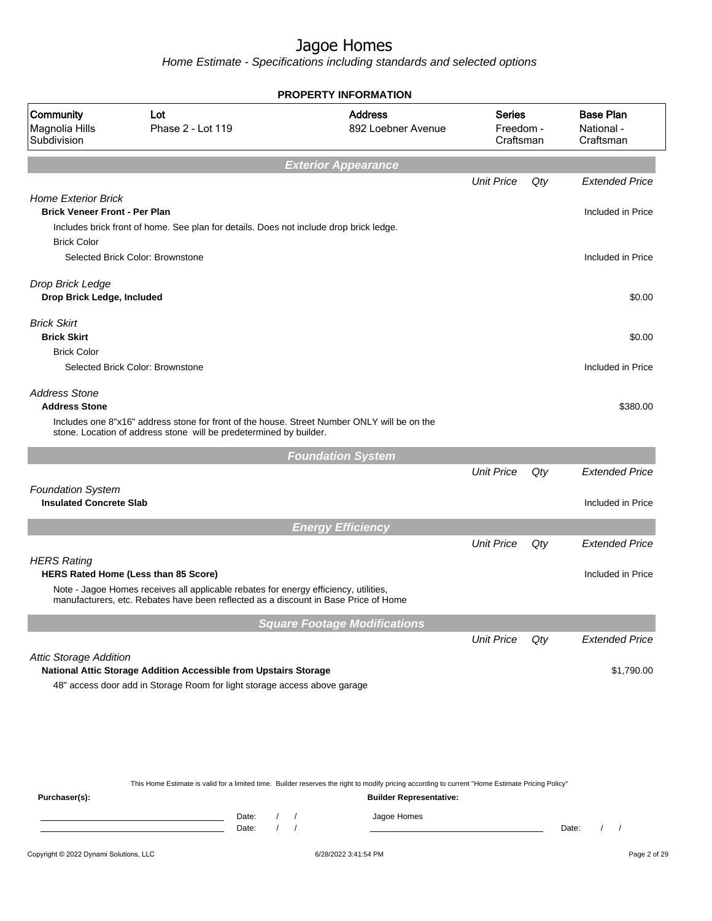# Jagoe Homes

*Home Estimate - Specifications including standards and selected options*

## PROPERTY INFORMATION

| Community | Lot | Address | Series | Base Plan |
|---|---|---|---|---|
| Magnolia Hills Subdivision | Phase 2 - Lot 119 | 892 Loebner Avenue | Freedom - Craftsman | National - Craftsman |

## Exterior Appearance

| | Unit Price | Qty | Extended Price |
|---|---|---|---|
| *Home Exterior Brick* | | | |
| **Brick Veneer Front - Per Plan** | | | Included in Price |
| Includes brick front of home. See plan for details. Does not include drop brick ledge. | | | |
| Brick Color | | | |
| Selected Brick Color: Brownstone | | | Included in Price |
| *Drop Brick Ledge* | | | |
| **Drop Brick Ledge, Included** | | | $0.00 |
| *Brick Skirt* | | | |
| **Brick Skirt** | | | $0.00 |
| Brick Color | | | |
| Selected Brick Color: Brownstone | | | Included in Price |
| *Address Stone* | | | |
| **Address Stone** | | | $380.00 |
| Includes one 8"x16" address stone for front of the house. Street Number ONLY will be on the stone. Location of address stone will be predetermined by builder. | | | |

## Foundation System

| | Unit Price | Qty | Extended Price |
|---|---|---|---|
| *Foundation System* | | | |
| **Insulated Concrete Slab** | | | Included in Price |

## Energy Efficiency

| | Unit Price | Qty | Extended Price |
|---|---|---|---|
| *HERS Rating* | | | |
| **HERS Rated Home (Less than 85 Score)** | | | Included in Price |
| Note - Jagoe Homes receives all applicable rebates for energy efficiency, utilities, manufacturers, etc. Rebates have been reflected as a discount in Base Price of Home | | | |

## Square Footage Modifications

| | Unit Price | Qty | Extended Price |
|---|---|---|---|
| *Attic Storage Addition* | | | |
| **National Attic Storage Addition Accessible from Upstairs Storage** | | | $1,790.00 |
| 48" access door add in Storage Room for light storage access above garage | | | |

This Home Estimate is valid for a limited time. Builder reserves the right to modify pricing according to current "Home Estimate Pricing Policy"

**Purchaser(s):** Date: / / Date: / /

**Builder Representative:** Jagoe Homes Date: / /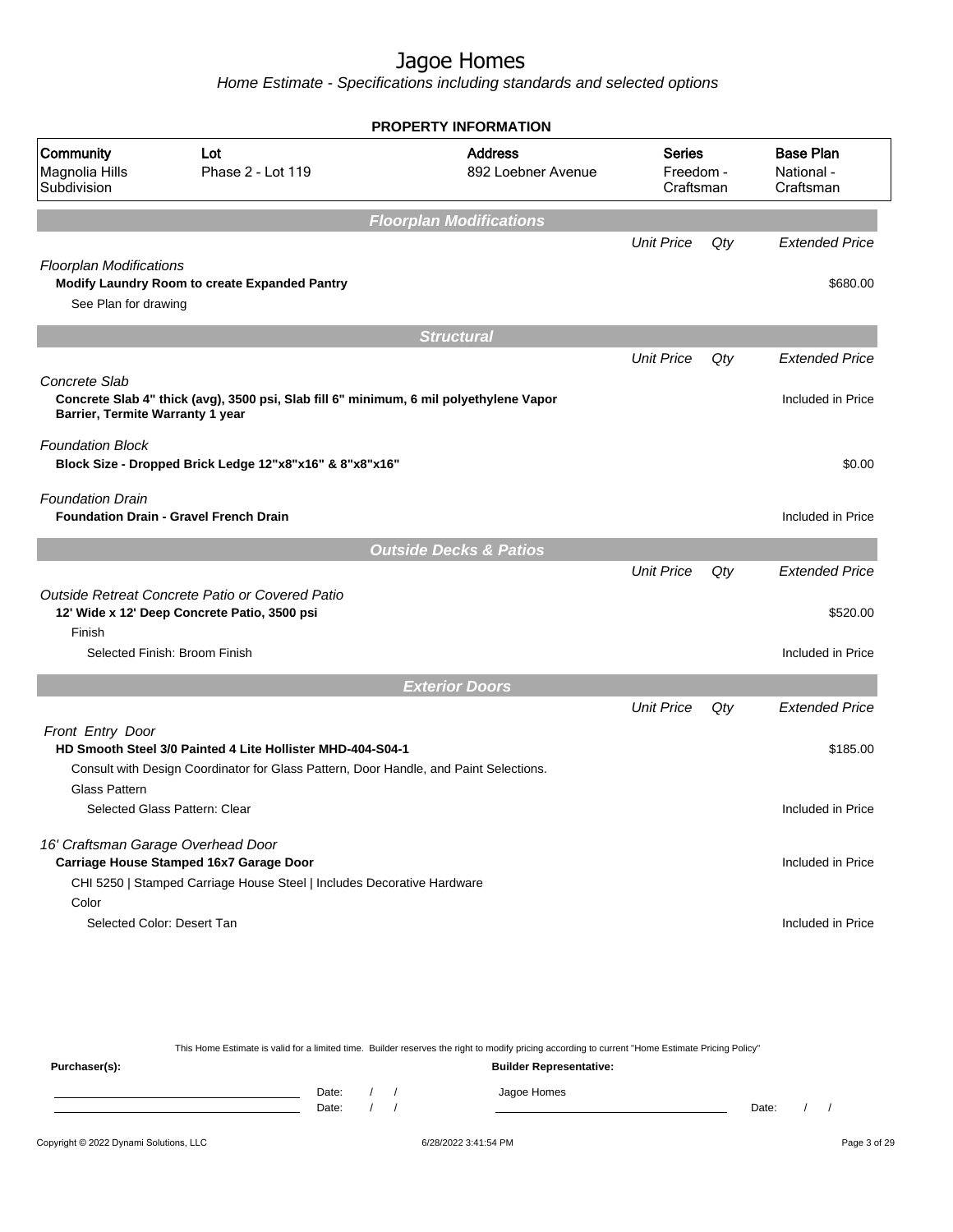# Jagoe Homes

*Home Estimate - Specifications including standards and selected options*

## PROPERTY INFORMATION

| Community | Lot | Address | Series | Base Plan |
|---|---|---|---|---|
| Magnolia Hills Subdivision | Phase 2 - Lot 119 | 892 Loebner Avenue | Freedom - Craftsman | National - Craftsman |

## Floorplan Modifications

| | Unit Price | Qty | Extended Price |
|---|---|---|---|
| *Floorplan Modifications* | | | |
| **Modify Laundry Room to create Expanded Pantry** | | | $680.00 |
| See Plan for drawing | | | |

## Structural

| | Unit Price | Qty | Extended Price |
|---|---|---|---|
| *Concrete Slab* | | | |
| **Concrete Slab 4" thick (avg), 3500 psi, Slab fill 6" minimum, 6 mil polyethylene Vapor Barrier, Termite Warranty 1 year** | | | Included in Price |
| *Foundation Block* | | | |
| **Block Size - Dropped Brick Ledge 12"x8"x16" & 8"x8"x16"** | | | $0.00 |
| *Foundation Drain* | | | |
| **Foundation Drain - Gravel French Drain** | | | Included in Price |

## Outside Decks & Patios

| | Unit Price | Qty | Extended Price |
|---|---|---|---|
| *Outside Retreat Concrete Patio or Covered Patio* | | | |
| **12' Wide x 12' Deep Concrete Patio, 3500 psi** | | | $520.00 |
| Finish | | | |
| Selected Finish: Broom Finish | | | Included in Price |

## Exterior Doors

| | Unit Price | Qty | Extended Price |
|---|---|---|---|
| *Front Entry Door* | | | |
| **HD Smooth Steel 3/0 Painted 4 Lite Hollister MHD-404-S04-1** | | | $185.00 |
| Consult with Design Coordinator for Glass Pattern, Door Handle, and Paint Selections. | | | |
| Glass Pattern | | | |
| Selected Glass Pattern: Clear | | | Included in Price |
| *16' Craftsman Garage Overhead Door* | | | |
| **Carriage House Stamped 16x7 Garage Door** | | | Included in Price |
| CHI 5250 \| Stamped Carriage House Steel \| Includes Decorative Hardware | | | |
| Color | | | |
| Selected Color: Desert Tan | | | Included in Price |

This Home Estimate is valid for a limited time. Builder reserves the right to modify pricing according to current "Home Estimate Pricing Policy"

**Purchaser(s):**

Date: / /

Date: / /

**Builder Representative:**

Jagoe Homes

Date: / /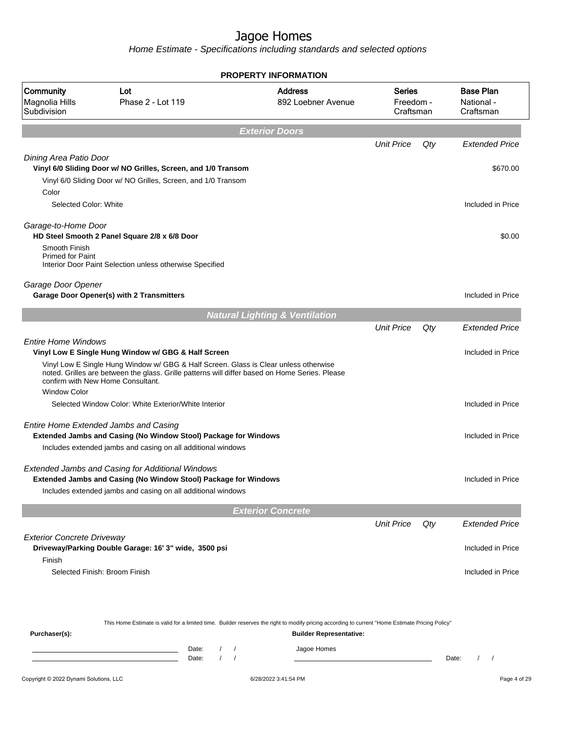# Jagoe Homes

*Home Estimate - Specifications including standards and selected options*

## PROPERTY INFORMATION

| Community | Lot | Address | Series | Base Plan |
|---|---|---|---|---|
| Magnolia Hills Subdivision | Phase 2 - Lot 119 | 892 Loebner Avenue | Freedom - Craftsman | National - Craftsman |

## Exterior Doors

| | Unit Price | Qty | Extended Price |
|---|---|---|---|
| *Dining Area Patio Door* | | | |
| **Vinyl 6/0 Sliding Door w/ NO Grilles, Screen, and 1/0 Transom** | | | $670.00 |
| Vinyl 6/0 Sliding Door w/ NO Grilles, Screen, and 1/0 Transom | | | |
| Color | | | |
| Selected Color: White | | | Included in Price |
| *Garage-to-Home Door* | | | |
| **HD Steel Smooth 2 Panel Square 2/8 x 6/8 Door** | | | $0.00 |
| Smooth Finish<br>Primed for Paint<br>Interior Door Paint Selection unless otherwise Specified | | | |
| *Garage Door Opener* | | | |
| **Garage Door Opener(s) with 2 Transmitters** | | | Included in Price |

## Natural Lighting & Ventilation

| | Unit Price | Qty | Extended Price |
|---|---|---|---|
| *Entire Home Windows* | | | |
| **Vinyl Low E Single Hung Window w/ GBG & Half Screen** | | | Included in Price |
| Vinyl Low E Single Hung Window w/ GBG & Half Screen. Glass is Clear unless otherwise noted. Grilles are between the glass. Grille patterns will differ based on Home Series. Please confirm with New Home Consultant. | | | |
| Window Color | | | |
| Selected Window Color: White Exterior/White Interior | | | Included in Price |
| *Entire Home Extended Jambs and Casing* | | | |
| **Extended Jambs and Casing (No Window Stool) Package for Windows** | | | Included in Price |
| Includes extended jambs and casing on all additional windows | | | |
| *Extended Jambs and Casing for Additional Windows* | | | |
| **Extended Jambs and Casing (No Window Stool) Package for Windows** | | | Included in Price |
| Includes extended jambs and casing on all additional windows | | | |

## Exterior Concrete

| | Unit Price | Qty | Extended Price |
|---|---|---|---|
| *Exterior Concrete Driveway* | | | |
| **Driveway/Parking Double Garage: 16' 3" wide, 3500 psi** | | | Included in Price |
| Finish | | | |
| Selected Finish: Broom Finish | | | Included in Price |

This Home Estimate is valid for a limited time. Builder reserves the right to modify pricing according to current "Home Estimate Pricing Policy"

**Purchaser(s):**

Date: / /

Date: / /

**Builder Representative:**

Jagoe Homes

Date: / /

Copyright © 2022 Dynami Solutions, LLC

6/28/2022 3:41:54 PM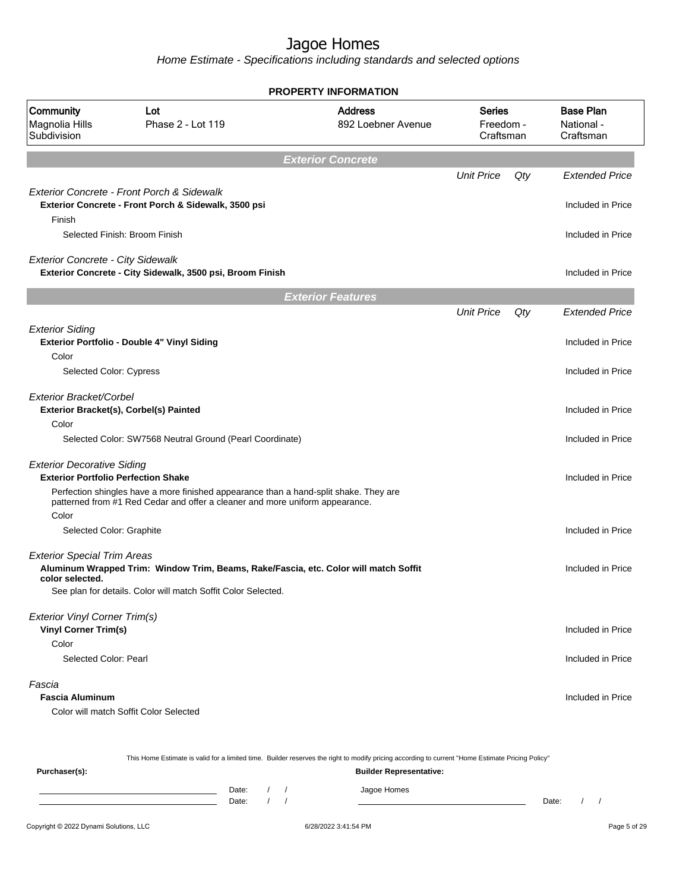# Jagoe Homes

*Home Estimate - Specifications including standards and selected options*

**PROPERTY INFORMATION**

| Community | Lot | Address | Series | Base Plan |
|---|---|---|---|---|
| Magnolia Hills Subdivision | Phase 2 - Lot 119 | 892 Loebner Avenue | Freedom - Craftsman | National - Craftsman |

## Exterior Concrete

| | Unit Price | Qty | Extended Price |
|---|---|---|---|
| *Exterior Concrete - Front Porch & Sidewalk* | | | |
| **Exterior Concrete - Front Porch & Sidewalk, 3500 psi** | | | Included in Price |
| Finish | | | |
| Selected Finish: Broom Finish | | | Included in Price |
| *Exterior Concrete - City Sidewalk* | | | |
| **Exterior Concrete - City Sidewalk, 3500 psi, Broom Finish** | | | Included in Price |

## Exterior Features

| | Unit Price | Qty | Extended Price |
|---|---|---|---|
| *Exterior Siding* | | | |
| **Exterior Portfolio - Double 4" Vinyl Siding** | | | Included in Price |
| Color | | | |
| Selected Color: Cypress | | | Included in Price |
| *Exterior Bracket/Corbel* | | | |
| **Exterior Bracket(s), Corbel(s) Painted** | | | Included in Price |
| Color | | | |
| Selected Color: SW7568 Neutral Ground (Pearl Coordinate) | | | Included in Price |
| *Exterior Decorative Siding* | | | |
| **Exterior Portfolio Perfection Shake** | | | Included in Price |
| Perfection shingles have a more finished appearance than a hand-split shake. They are patterned from #1 Red Cedar and offer a cleaner and more uniform appearance. | | | |
| Color | | | |
| Selected Color: Graphite | | | Included in Price |
| *Exterior Special Trim Areas* | | | |
| **Aluminum Wrapped Trim: Window Trim, Beams, Rake/Fascia, etc. Color will match Soffit color selected.** | | | Included in Price |
| See plan for details. Color will match Soffit Color Selected. | | | |
| *Exterior Vinyl Corner Trim(s)* | | | |
| **Vinyl Corner Trim(s)** | | | Included in Price |
| Color | | | |
| Selected Color: Pearl | | | Included in Price |
| *Fascia* | | | |
| **Fascia Aluminum** | | | Included in Price |
| Color will match Soffit Color Selected | | | |

This Home Estimate is valid for a limited time. Builder reserves the right to modify pricing according to current "Home Estimate Pricing Policy"

**Purchaser(s):** Date: / / Date: / /

**Builder Representative:** Jagoe Homes Date: / /

Copyright © 2022 Dynami Solutions, LLC 6/28/2022 3:41:54 PM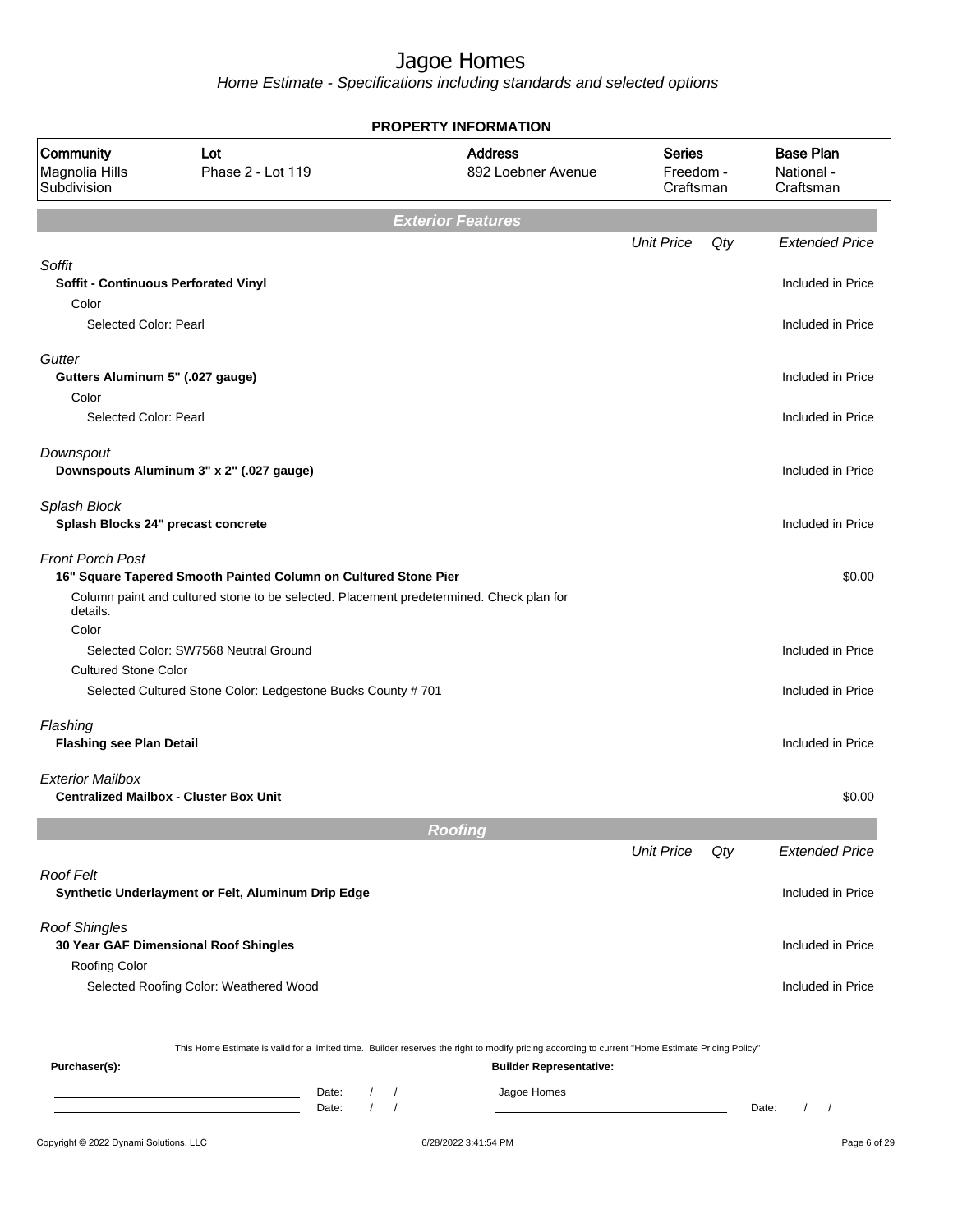# Jagoe Homes

*Home Estimate - Specifications including standards and selected options*

**PROPERTY INFORMATION**

| Community | Lot | Address | Series | Base Plan |
|---|---|---|---|---|
| Magnolia Hills Subdivision | Phase 2 - Lot 119 | 892 Loebner Avenue | Freedom - Craftsman | National - Craftsman |

## Exterior Features

| | Unit Price | Qty | Extended Price |
|---|---|---|---|
| *Soffit* | | | |
| **Soffit - Continuous Perforated Vinyl** | | | Included in Price |
| Color | | | |
| Selected Color: Pearl | | | Included in Price |
| *Gutter* | | | |
| **Gutters Aluminum 5" (.027 gauge)** | | | Included in Price |
| Color | | | |
| Selected Color: Pearl | | | Included in Price |
| *Downspout* | | | |
| **Downspouts Aluminum 3" x 2" (.027 gauge)** | | | Included in Price |
| *Splash Block* | | | |
| **Splash Blocks 24" precast concrete** | | | Included in Price |
| *Front Porch Post* | | | |
| **16" Square Tapered Smooth Painted Column on Cultured Stone Pier** | | | $0.00 |
| Column paint and cultured stone to be selected. Placement predetermined. Check plan for details. | | | |
| Color | | | |
| Selected Color: SW7568 Neutral Ground | | | Included in Price |
| Cultured Stone Color | | | |
| Selected Cultured Stone Color: Ledgestone Bucks County # 701 | | | Included in Price |
| *Flashing* | | | |
| **Flashing see Plan Detail** | | | Included in Price |
| *Exterior Mailbox* | | | |
| **Centralized Mailbox - Cluster Box Unit** | | | $0.00 |

## Roofing

| | Unit Price | Qty | Extended Price |
|---|---|---|---|
| *Roof Felt* | | | |
| **Synthetic Underlayment or Felt, Aluminum Drip Edge** | | | Included in Price |
| *Roof Shingles* | | | |
| **30 Year GAF Dimensional Roof Shingles** | | | Included in Price |
| Roofing Color | | | |
| Selected Roofing Color: Weathered Wood | | | Included in Price |

This Home Estimate is valid for a limited time. Builder reserves the right to modify pricing according to current "Home Estimate Pricing Policy"

**Purchaser(s):**

Date: / /

Date: / /

**Builder Representative:**

Jagoe Homes

Date: / /

Copyright © 2022 Dynami Solutions, LLC — 6/28/2022 3:41:54 PM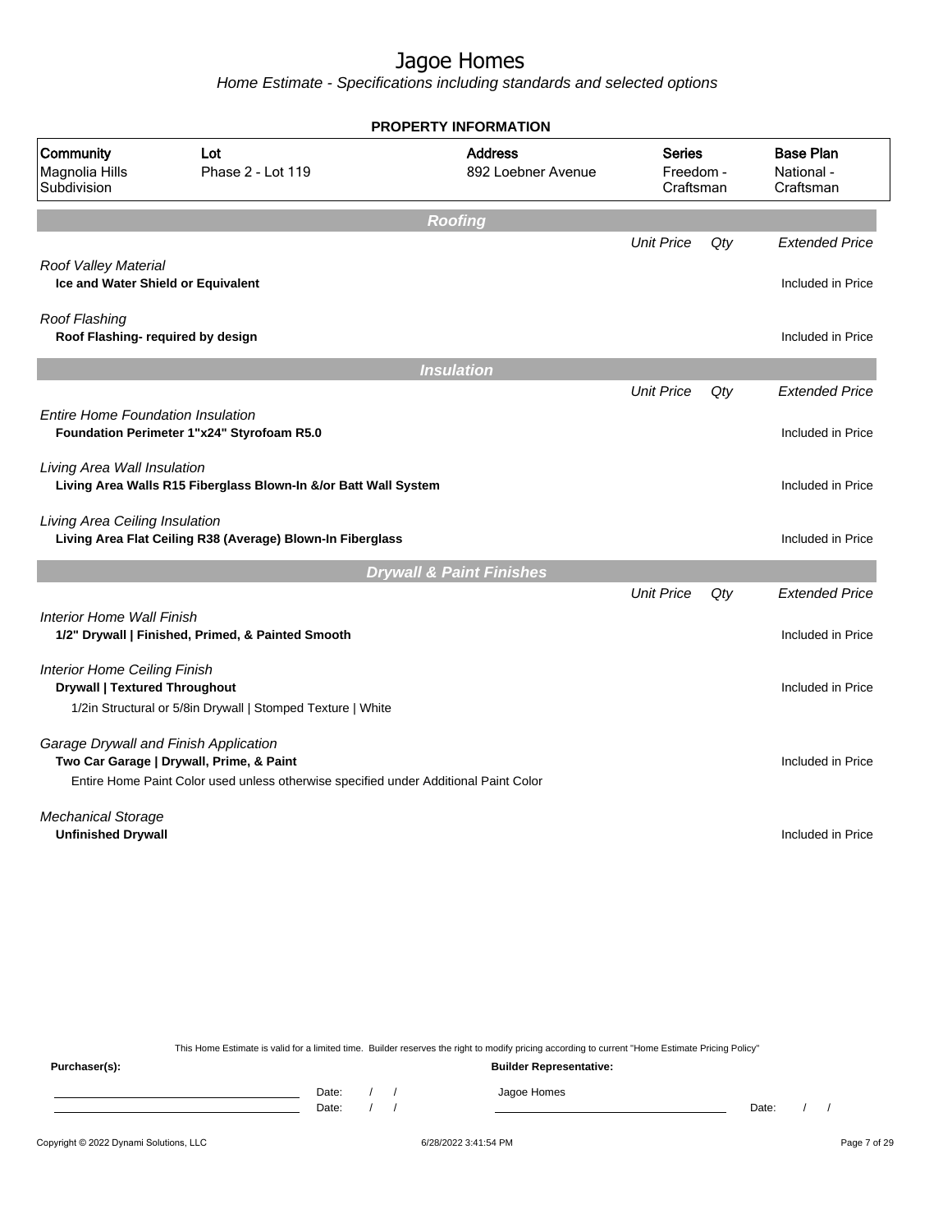# Jagoe Homes

*Home Estimate - Specifications including standards and selected options*

**PROPERTY INFORMATION**

| Community | Lot | Address | Series | Base Plan |
|---|---|---|---|---|
| Magnolia Hills Subdivision | Phase 2 - Lot 119 | 892 Loebner Avenue | Freedom - Craftsman | National - Craftsman |

## Roofing

| | Unit Price | Qty | Extended Price |
|---|---|---|---|
| *Roof Valley Material*<br>**Ice and Water Shield or Equivalent** | | | Included in Price |
| *Roof Flashing*<br>**Roof Flashing- required by design** | | | Included in Price |

## Insulation

| | Unit Price | Qty | Extended Price |
|---|---|---|---|
| *Entire Home Foundation Insulation*<br>**Foundation Perimeter 1"x24" Styrofoam R5.0** | | | Included in Price |
| *Living Area Wall Insulation*<br>**Living Area Walls R15 Fiberglass Blown-In &/or Batt Wall System** | | | Included in Price |
| *Living Area Ceiling Insulation*<br>**Living Area Flat Ceiling R38 (Average) Blown-In Fiberglass** | | | Included in Price |

## Drywall & Paint Finishes

| | Unit Price | Qty | Extended Price |
|---|---|---|---|
| *Interior Home Wall Finish*<br>**1/2" Drywall \| Finished, Primed, & Painted Smooth** | | | Included in Price |
| *Interior Home Ceiling Finish*<br>**Drywall \| Textured Throughout**<br>1/2in Structural or 5/8in Drywall \| Stomped Texture \| White | | | Included in Price |
| *Garage Drywall and Finish Application*<br>**Two Car Garage \| Drywall, Prime, & Paint**<br>Entire Home Paint Color used unless otherwise specified under Additional Paint Color | | | Included in Price |
| *Mechanical Storage*<br>**Unfinished Drywall** | | | Included in Price |

This Home Estimate is valid for a limited time. Builder reserves the right to modify pricing according to current "Home Estimate Pricing Policy"

**Purchaser(s):** ______________________ Date: / / 
______________________ Date: / /

**Builder Representative:** Jagoe Homes ______________________ Date: / /

6/28/2022 3:41:54 PM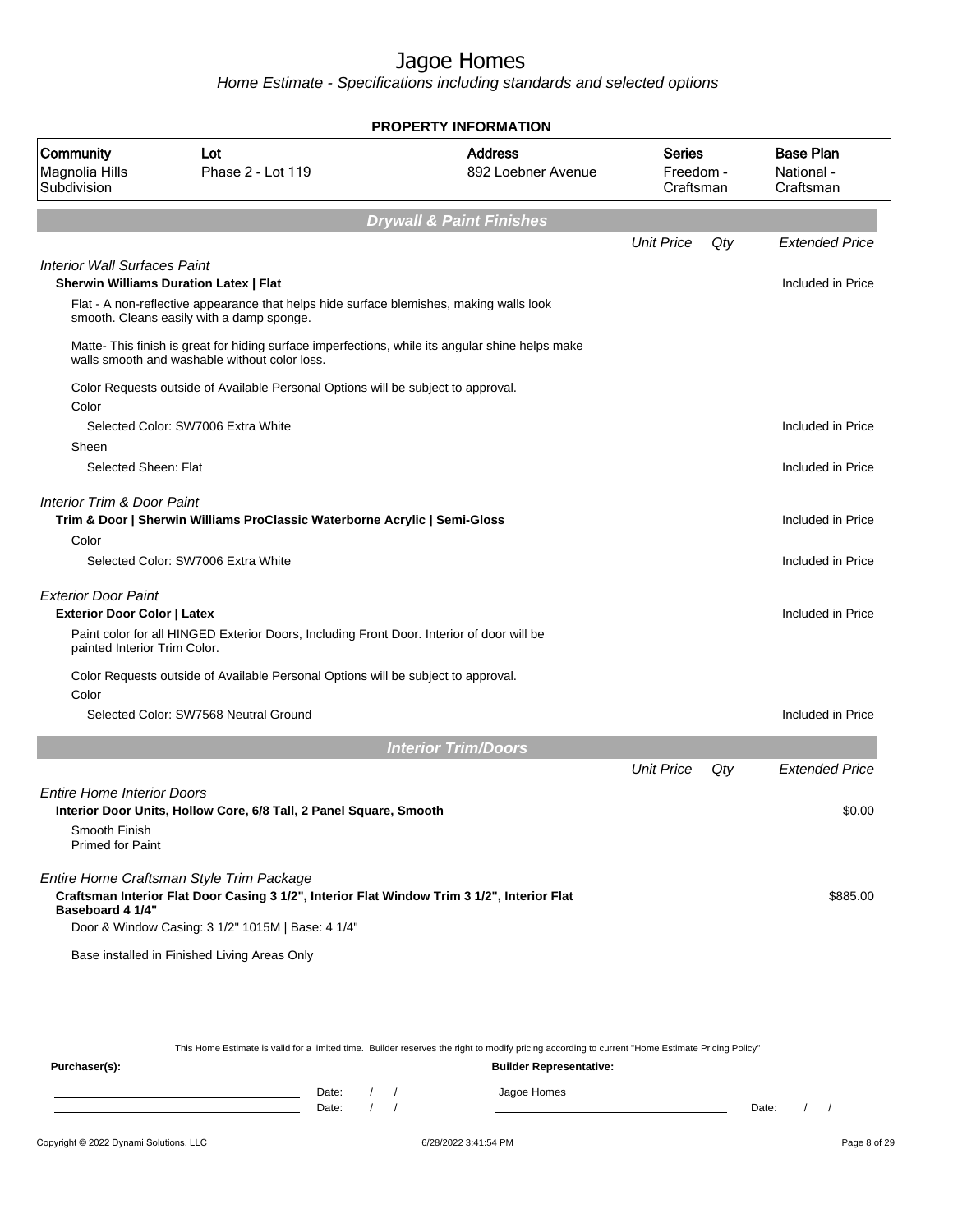# Jagoe Homes

*Home Estimate - Specifications including standards and selected options*

## PROPERTY INFORMATION

| Community | Lot | Address | Series | Base Plan |
|---|---|---|---|---|
| Magnolia Hills Subdivision | Phase 2 - Lot 119 | 892 Loebner Avenue | Freedom - Craftsman | National - Craftsman |

## Drywall & Paint Finishes

| | Unit Price | Qty | Extended Price |
|---|---|---|---|
| *Interior Wall Surfaces Paint* | | | |
| **Sherwin Williams Duration Latex \| Flat** | | | Included in Price |
| Flat - A non-reflective appearance that helps hide surface blemishes, making walls look smooth. Cleans easily with a damp sponge. | | | |
| Matte- This finish is great for hiding surface imperfections, while its angular shine helps make walls smooth and washable without color loss. | | | |
| Color Requests outside of Available Personal Options will be subject to approval. | | | |
| Color | | | |
| Selected Color: SW7006 Extra White | | | Included in Price |
| Sheen | | | |
| Selected Sheen: Flat | | | Included in Price |
| *Interior Trim & Door Paint* | | | |
| **Trim & Door \| Sherwin Williams ProClassic Waterborne Acrylic \| Semi-Gloss** | | | Included in Price |
| Color | | | |
| Selected Color: SW7006 Extra White | | | Included in Price |
| *Exterior Door Paint* | | | |
| **Exterior Door Color \| Latex** | | | Included in Price |
| Paint color for all HINGED Exterior Doors, Including Front Door. Interior of door will be painted Interior Trim Color. | | | |
| Color Requests outside of Available Personal Options will be subject to approval. | | | |
| Color | | | |
| Selected Color: SW7568 Neutral Ground | | | Included in Price |

## Interior Trim/Doors

| | Unit Price | Qty | Extended Price |
|---|---|---|---|
| *Entire Home Interior Doors* | | | |
| **Interior Door Units, Hollow Core, 6/8 Tall, 2 Panel Square, Smooth** | | | $0.00 |
| Smooth Finish<br>Primed for Paint | | | |
| *Entire Home Craftsman Style Trim Package* | | | |
| **Craftsman Interior Flat Door Casing 3 1/2", Interior Flat Window Trim 3 1/2", Interior Flat Baseboard 4 1/4"** | | | $885.00 |
| Door & Window Casing: 3 1/2" 1015M \| Base: 4 1/4" | | | |
| Base installed in Finished Living Areas Only | | | |

This Home Estimate is valid for a limited time. Builder reserves the right to modify pricing according to current "Home Estimate Pricing Policy"

**Purchaser(s):**

Date: / /

Date: / /

**Builder Representative:**

Jagoe Homes

Date: / /

Copyright © 2022 Dynami Solutions, LLC — 6/28/2022 3:41:54 PM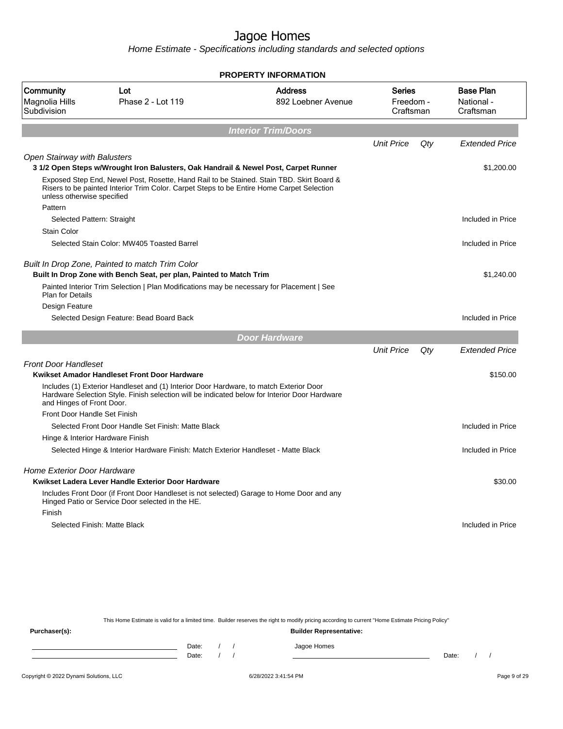# Jagoe Homes

*Home Estimate - Specifications including standards and selected options*

**PROPERTY INFORMATION**

| Community | Lot | Address | Series | Base Plan |
|---|---|---|---|---|
| Magnolia Hills Subdivision | Phase 2 - Lot 119 | 892 Loebner Avenue | Freedom - Craftsman | National - Craftsman |

## Interior Trim/Doors

| | Unit Price | Qty | Extended Price |
|---|---|---|---|
| *Open Stairway with Balusters* | | | |
| **3 1/2 Open Steps w/Wrought Iron Balusters, Oak Handrail & Newel Post, Carpet Runner** | | | $1,200.00 |
| Exposed Step End, Newel Post, Rosette, Hand Rail to be Stained. Stain TBD. Skirt Board & Risers to be painted Interior Trim Color. Carpet Steps to be Entire Home Carpet Selection unless otherwise specified | | | |
| Pattern | | | |
| Selected Pattern: Straight | | | Included in Price |
| Stain Color | | | |
| Selected Stain Color: MW405 Toasted Barrel | | | Included in Price |
| *Built In Drop Zone, Painted to match Trim Color* | | | |
| **Built In Drop Zone with Bench Seat, per plan, Painted to Match Trim** | | | $1,240.00 |
| Painted Interior Trim Selection \| Plan Modifications may be necessary for Placement \| See Plan for Details | | | |
| Design Feature | | | |
| Selected Design Feature: Bead Board Back | | | Included in Price |

## Door Hardware

| | Unit Price | Qty | Extended Price |
|---|---|---|---|
| *Front Door Handleset* | | | |
| **Kwikset Amador Handleset Front Door Hardware** | | | $150.00 |
| Includes (1) Exterior Handleset and (1) Interior Door Hardware, to match Exterior Door Hardware Selection Style. Finish selection will be indicated below for Interior Door Hardware and Hinges of Front Door. | | | |
| Front Door Handle Set Finish | | | |
| Selected Front Door Handle Set Finish: Matte Black | | | Included in Price |
| Hinge & Interior Hardware Finish | | | |
| Selected Hinge & Interior Hardware Finish: Match Exterior Handleset - Matte Black | | | Included in Price |
| *Home Exterior Door Hardware* | | | |
| **Kwikset Ladera Lever Handle Exterior Door Hardware** | | | $30.00 |
| Includes Front Door (if Front Door Handleset is not selected) Garage to Home Door and any Hinged Patio or Service Door selected in the HE. | | | |
| Finish | | | |
| Selected Finish: Matte Black | | | Included in Price |

This Home Estimate is valid for a limited time. Builder reserves the right to modify pricing according to current "Home Estimate Pricing Policy"

**Purchaser(s):**

Date: / /

Date: / /

**Builder Representative:**

Jagoe Homes

Date: / /

Copyright © 2022 Dynami Solutions, LLC — 6/28/2022 3:41:54 PM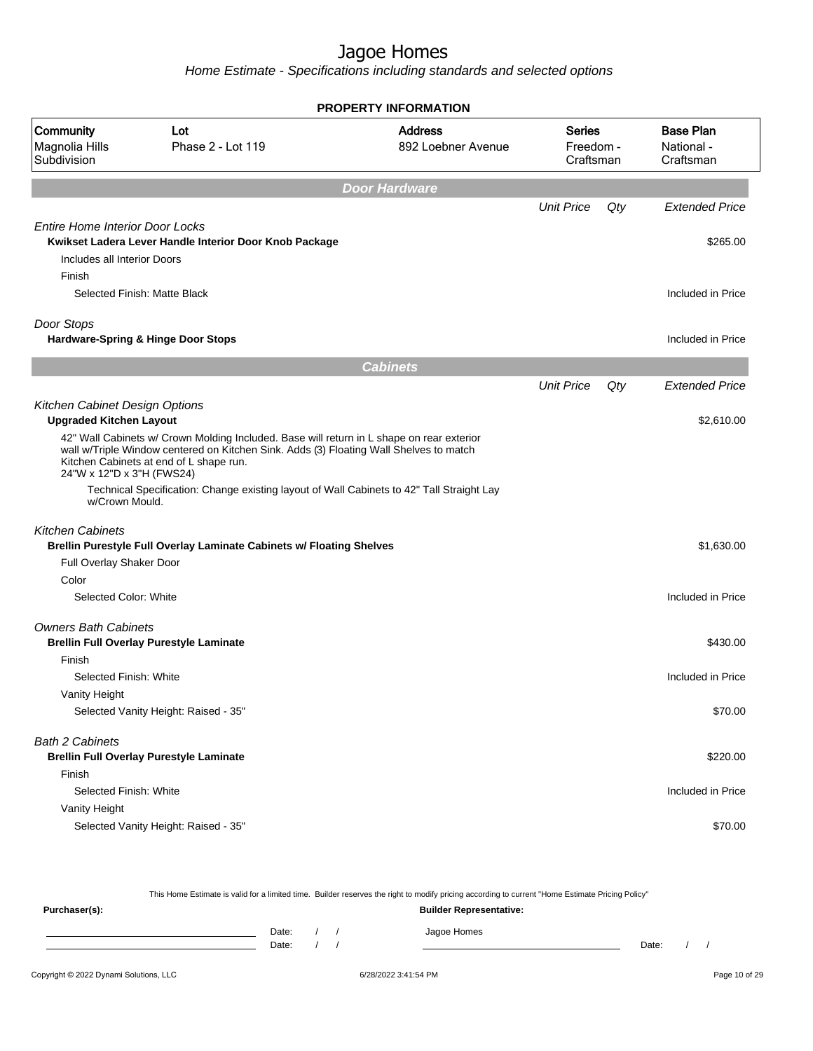# Jagoe Homes

*Home Estimate - Specifications including standards and selected options*

**PROPERTY INFORMATION**

| Community | Lot | Address | Series | Base Plan |
|---|---|---|---|---|
| Magnolia Hills Subdivision | Phase 2 - Lot 119 | 892 Loebner Avenue | Freedom - Craftsman | National - Craftsman |

## Door Hardware

| | Unit Price | Qty | Extended Price |
|---|---|---|---|
| *Entire Home Interior Door Locks* | | | |
| **Kwikset Ladera Lever Handle Interior Door Knob Package** | | | $265.00 |
| Includes all Interior Doors | | | |
| Finish | | | |
| Selected Finish: Matte Black | | | Included in Price |
| *Door Stops* | | | |
| **Hardware-Spring & Hinge Door Stops** | | | Included in Price |

## Cabinets

| | Unit Price | Qty | Extended Price |
|---|---|---|---|
| *Kitchen Cabinet Design Options* | | | |
| **Upgraded Kitchen Layout** | | | $2,610.00 |
| 42" Wall Cabinets w/ Crown Molding Included. Base will return in L shape on rear exterior wall w/Triple Window centered on Kitchen Sink. Adds (3) Floating Wall Shelves to match Kitchen Cabinets at end of L shape run. 24"W x 12"D x 3"H (FWS24) | | | |
| Technical Specification: Change existing layout of Wall Cabinets to 42" Tall Straight Lay w/Crown Mould. | | | |
| *Kitchen Cabinets* | | | |
| **Brellin Purestyle Full Overlay Laminate Cabinets w/ Floating Shelves** | | | $1,630.00 |
| Full Overlay Shaker Door | | | |
| Color | | | |
| Selected Color: White | | | Included in Price |
| *Owners Bath Cabinets* | | | |
| **Brellin Full Overlay Purestyle Laminate** | | | $430.00 |
| Finish | | | |
| Selected Finish: White | | | Included in Price |
| Vanity Height | | | |
| Selected Vanity Height: Raised - 35" | | | $70.00 |
| *Bath 2 Cabinets* | | | |
| **Brellin Full Overlay Purestyle Laminate** | | | $220.00 |
| Finish | | | |
| Selected Finish: White | | | Included in Price |
| Vanity Height | | | |
| Selected Vanity Height: Raised - 35" | | | $70.00 |

This Home Estimate is valid for a limited time. Builder reserves the right to modify pricing according to current "Home Estimate Pricing Policy"

**Purchaser(s):** Date: / / Date: / /

**Builder Representative:** Jagoe Homes Date: / /

Copyright © 2022 Dynami Solutions, LLC 6/28/2022 3:41:54 PM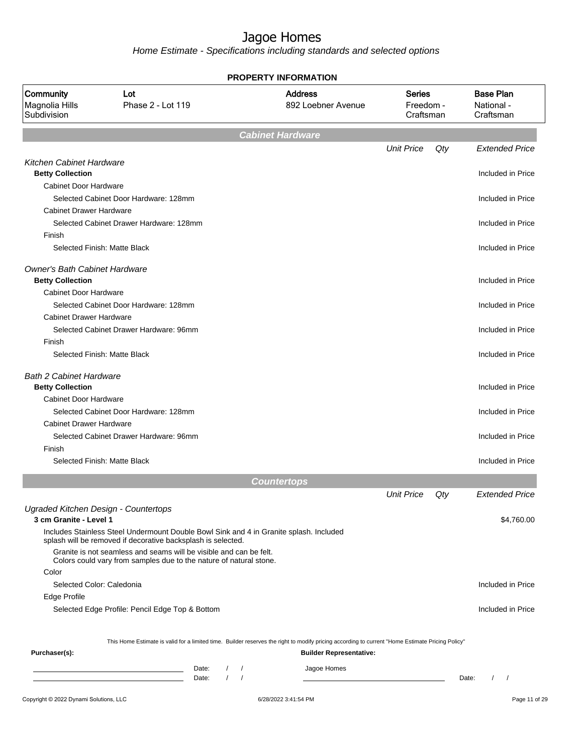# Jagoe Homes

*Home Estimate - Specifications including standards and selected options*

**PROPERTY INFORMATION**

| Community | Lot | Address | Series | Base Plan |
|---|---|---|---|---|
| Magnolia Hills Subdivision | Phase 2 - Lot 119 | 892 Loebner Avenue | Freedom - Craftsman | National - Craftsman |

## Cabinet Hardware

| | Unit Price | Qty | Extended Price |
|---|---|---|---|
| *Kitchen Cabinet Hardware* | | | |
| **Betty Collection** | | | Included in Price |
| Cabinet Door Hardware | | | |
| Selected Cabinet Door Hardware: 128mm | | | Included in Price |
| Cabinet Drawer Hardware | | | |
| Selected Cabinet Drawer Hardware: 128mm | | | Included in Price |
| Finish | | | |
| Selected Finish: Matte Black | | | Included in Price |
| *Owner's Bath Cabinet Hardware* | | | |
| **Betty Collection** | | | Included in Price |
| Cabinet Door Hardware | | | |
| Selected Cabinet Door Hardware: 128mm | | | Included in Price |
| Cabinet Drawer Hardware | | | |
| Selected Cabinet Drawer Hardware: 96mm | | | Included in Price |
| Finish | | | |
| Selected Finish: Matte Black | | | Included in Price |
| *Bath 2 Cabinet Hardware* | | | |
| **Betty Collection** | | | Included in Price |
| Cabinet Door Hardware | | | |
| Selected Cabinet Door Hardware: 128mm | | | Included in Price |
| Cabinet Drawer Hardware | | | |
| Selected Cabinet Drawer Hardware: 96mm | | | Included in Price |
| Finish | | | |
| Selected Finish: Matte Black | | | Included in Price |

## Countertops

| | Unit Price | Qty | Extended Price |
|---|---|---|---|
| *Ugraded Kitchen Design - Countertops* | | | |
| **3 cm Granite - Level 1** | | | $4,760.00 |
| Includes Stainless Steel Undermount Double Bowl Sink and 4 in Granite splash. Included splash will be removed if decorative backsplash is selected. | | | |
| Granite is not seamless and seams will be visible and can be felt. Colors could vary from samples due to the nature of natural stone. | | | |
| Color | | | |
| Selected Color: Caledonia | | | Included in Price |
| Edge Profile | | | |
| Selected Edge Profile: Pencil Edge Top & Bottom | | | Included in Price |

This Home Estimate is valid for a limited time. Builder reserves the right to modify pricing according to current "Home Estimate Pricing Policy"

**Purchaser(s):**

Date: / /

Date: / /

**Builder Representative:**

Jagoe Homes

Date: / /

Copyright © 2022 Dynami Solutions, LLC — 6/28/2022 3:41:54 PM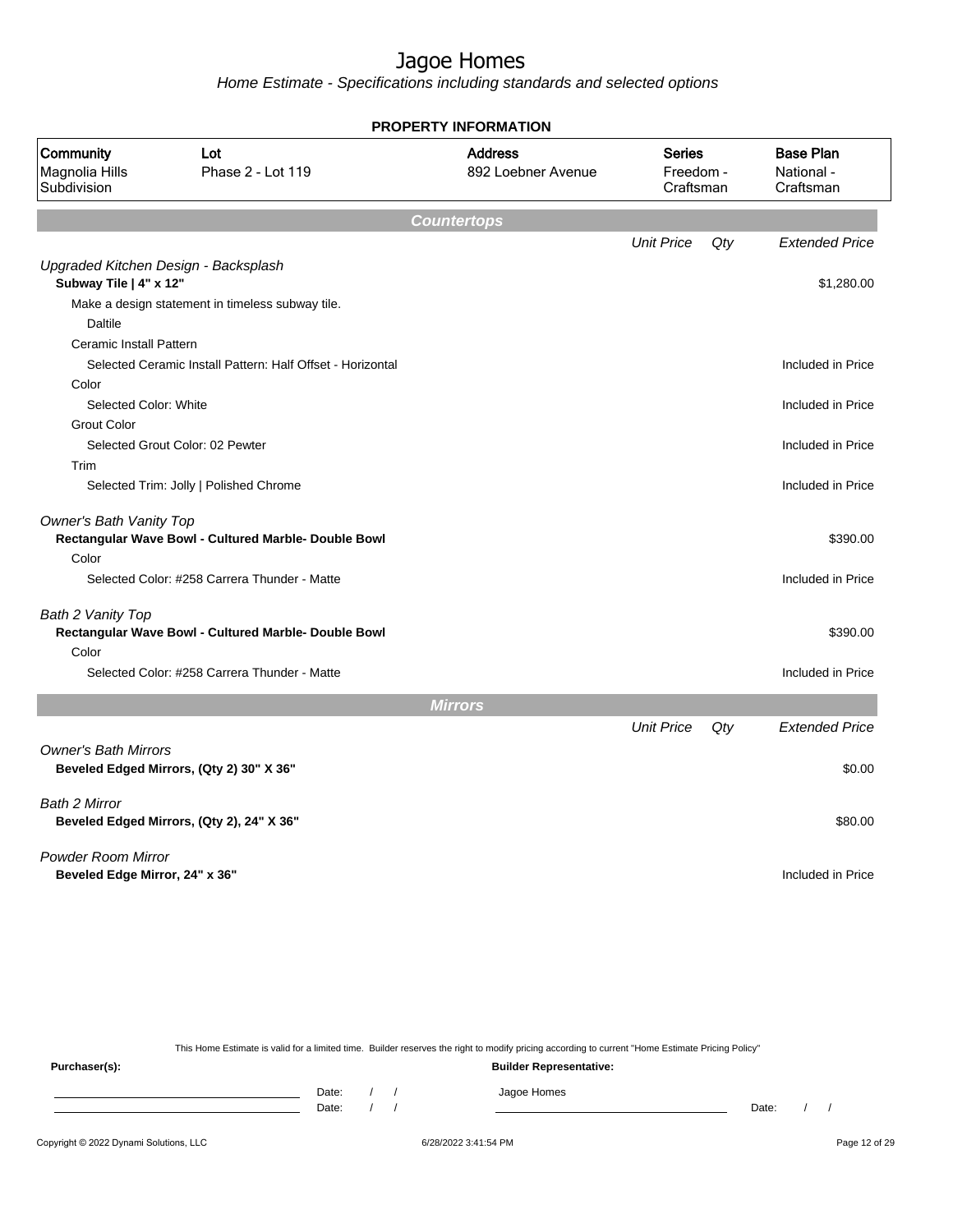# Jagoe Homes

*Home Estimate - Specifications including standards and selected options*

**PROPERTY INFORMATION**

| Community | Lot | Address | Series | Base Plan |
|---|---|---|---|---|
| Magnolia Hills Subdivision | Phase 2 - Lot 119 | 892 Loebner Avenue | Freedom - Craftsman | National - Craftsman |

## Countertops

| | Unit Price | Qty | Extended Price |
|---|---|---|---|
| *Upgraded Kitchen Design - Backsplash* | | | |
| **Subway Tile \| 4" x 12"** | | | $1,280.00 |
| Make a design statement in timeless subway tile. | | | |
| Daltile | | | |
| Ceramic Install Pattern | | | |
| Selected Ceramic Install Pattern: Half Offset - Horizontal | | | Included in Price |
| Color | | | |
| Selected Color: White | | | Included in Price |
| Grout Color | | | |
| Selected Grout Color: 02 Pewter | | | Included in Price |
| Trim | | | |
| Selected Trim: Jolly \| Polished Chrome | | | Included in Price |
| *Owner's Bath Vanity Top* | | | |
| **Rectangular Wave Bowl - Cultured Marble- Double Bowl** | | | $390.00 |
| Color | | | |
| Selected Color: #258 Carrera Thunder - Matte | | | Included in Price |
| *Bath 2 Vanity Top* | | | |
| **Rectangular Wave Bowl - Cultured Marble- Double Bowl** | | | $390.00 |
| Color | | | |
| Selected Color: #258 Carrera Thunder - Matte | | | Included in Price |

## Mirrors

| | Unit Price | Qty | Extended Price |
|---|---|---|---|
| *Owner's Bath Mirrors* | | | |
| **Beveled Edged Mirrors, (Qty 2) 30" X 36"** | | | $0.00 |
| *Bath 2 Mirror* | | | |
| **Beveled Edged Mirrors, (Qty 2), 24" X 36"** | | | $80.00 |
| *Powder Room Mirror* | | | |
| **Beveled Edge Mirror, 24" x 36"** | | | Included in Price |

This Home Estimate is valid for a limited time. Builder reserves the right to modify pricing according to current "Home Estimate Pricing Policy"

**Purchaser(s):**

Date: / /

Date: / /

**Builder Representative:**

Jagoe Homes

Date: / /

Copyright © 2022 Dynami Solutions, LLC

6/28/2022 3:41:54 PM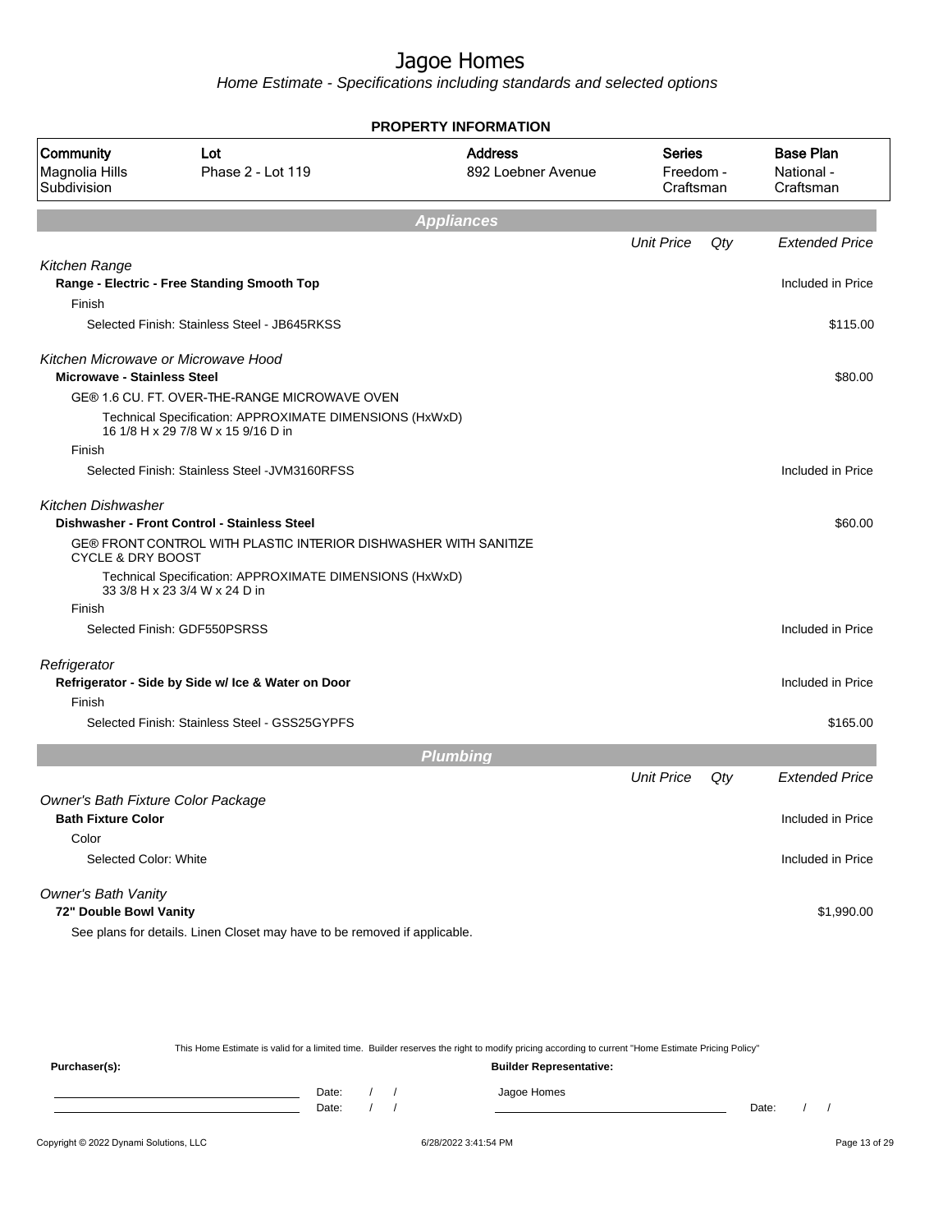# Jagoe Homes

*Home Estimate - Specifications including standards and selected options*

**PROPERTY INFORMATION**

| Community | Lot | Address | Series | Base Plan |
|---|---|---|---|---|
| Magnolia Hills Subdivision | Phase 2 - Lot 119 | 892 Loebner Avenue | Freedom - Craftsman | National - Craftsman |

## Appliances

| | Unit Price | Qty | Extended Price |
|---|---|---|---|
| *Kitchen Range* | | | |
| **Range - Electric - Free Standing Smooth Top** | | | Included in Price |
| Finish | | | |
| Selected Finish: Stainless Steel - JB645RKSS | | | $115.00 |
| *Kitchen Microwave or Microwave Hood* | | | |
| **Microwave - Stainless Steel** | | | $80.00 |
| GE® 1.6 CU. FT. OVER-THE-RANGE MICROWAVE OVEN | | | |
| Technical Specification: APPROXIMATE DIMENSIONS (HxWxD) 16 1/8 H x 29 7/8 W x 15 9/16 D in | | | |
| Finish | | | |
| Selected Finish: Stainless Steel -JVM3160RFSS | | | Included in Price |
| *Kitchen Dishwasher* | | | |
| **Dishwasher - Front Control - Stainless Steel** | | | $60.00 |
| GE® FRONT CONTROL WITH PLASTIC INTERIOR DISHWASHER WITH SANITIZE CYCLE & DRY BOOST | | | |
| Technical Specification: APPROXIMATE DIMENSIONS (HxWxD) 33 3/8 H x 23 3/4 W x 24 D in | | | |
| Finish | | | |
| Selected Finish: GDF550PSRSS | | | Included in Price |
| *Refrigerator* | | | |
| **Refrigerator - Side by Side w/ Ice & Water on Door** | | | Included in Price |
| Finish | | | |
| Selected Finish: Stainless Steel - GSS25GYPFS | | | $165.00 |

## Plumbing

| | Unit Price | Qty | Extended Price |
|---|---|---|---|
| *Owner's Bath Fixture Color Package* | | | |
| **Bath Fixture Color** | | | Included in Price |
| Color | | | |
| Selected Color: White | | | Included in Price |
| *Owner's Bath Vanity* | | | |
| **72" Double Bowl Vanity** | | | $1,990.00 |
| See plans for details. Linen Closet may have to be removed if applicable. | | | |

This Home Estimate is valid for a limited time. Builder reserves the right to modify pricing according to current "Home Estimate Pricing Policy"

**Purchaser(s):**

______________________ Date: / /

______________________ Date: / /

**Builder Representative:**

Jagoe Homes

______________________ Date: / /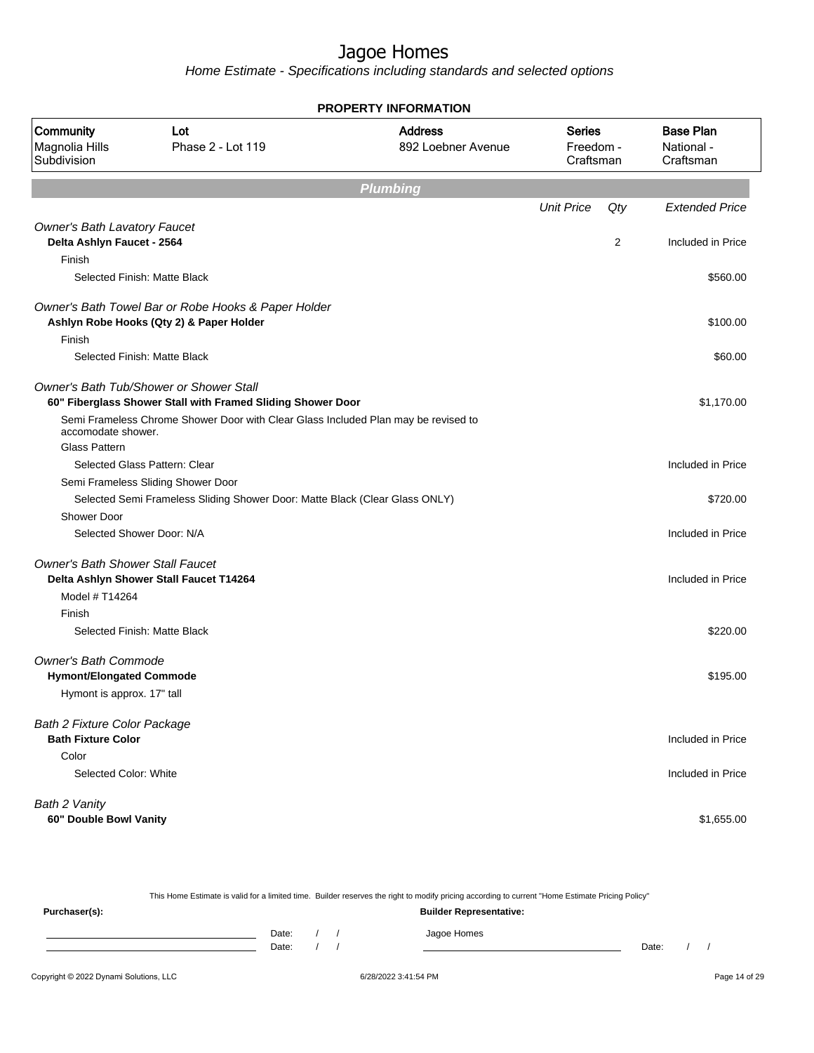# Jagoe Homes

*Home Estimate - Specifications including standards and selected options*

**PROPERTY INFORMATION**

| Community | Lot | Address | Series | Base Plan |
|---|---|---|---|---|
| Magnolia Hills Subdivision | Phase 2 - Lot 119 | 892 Loebner Avenue | Freedom - Craftsman | National - Craftsman |

## Plumbing

| | Unit Price | Qty | Extended Price |
|---|---|---|---|
| *Owner's Bath Lavatory Faucet* | | | |
| **Delta Ashlyn Faucet - 2564** | | 2 | Included in Price |
| Finish | | | |
| Selected Finish: Matte Black | | | $560.00 |
| *Owner's Bath Towel Bar or Robe Hooks & Paper Holder* | | | |
| **Ashlyn Robe Hooks (Qty 2) & Paper Holder** | | | $100.00 |
| Finish | | | |
| Selected Finish: Matte Black | | | $60.00 |
| *Owner's Bath Tub/Shower or Shower Stall* | | | |
| **60" Fiberglass Shower Stall with Framed Sliding Shower Door** | | | $1,170.00 |
| Semi Frameless Chrome Shower Door with Clear Glass Included Plan may be revised to accomodate shower. | | | |
| Glass Pattern | | | |
| Selected Glass Pattern: Clear | | | Included in Price |
| Semi Frameless Sliding Shower Door | | | |
| Selected Semi Frameless Sliding Shower Door: Matte Black (Clear Glass ONLY) | | | $720.00 |
| Shower Door | | | |
| Selected Shower Door: N/A | | | Included in Price |
| *Owner's Bath Shower Stall Faucet* | | | |
| **Delta Ashlyn Shower Stall Faucet T14264** | | | Included in Price |
| Model # T14264 | | | |
| Finish | | | |
| Selected Finish: Matte Black | | | $220.00 |
| *Owner's Bath Commode* | | | |
| **Hymont/Elongated Commode** | | | $195.00 |
| Hymont is approx. 17" tall | | | |
| *Bath 2 Fixture Color Package* | | | |
| **Bath Fixture Color** | | | Included in Price |
| Color | | | |
| Selected Color: White | | | Included in Price |
| *Bath 2 Vanity* | | | |
| **60" Double Bowl Vanity** | | | $1,655.00 |

This Home Estimate is valid for a limited time. Builder reserves the right to modify pricing according to current "Home Estimate Pricing Policy"

**Purchaser(s):**

Date: / /

Date: / /

**Builder Representative:**

Jagoe Homes

Date: / /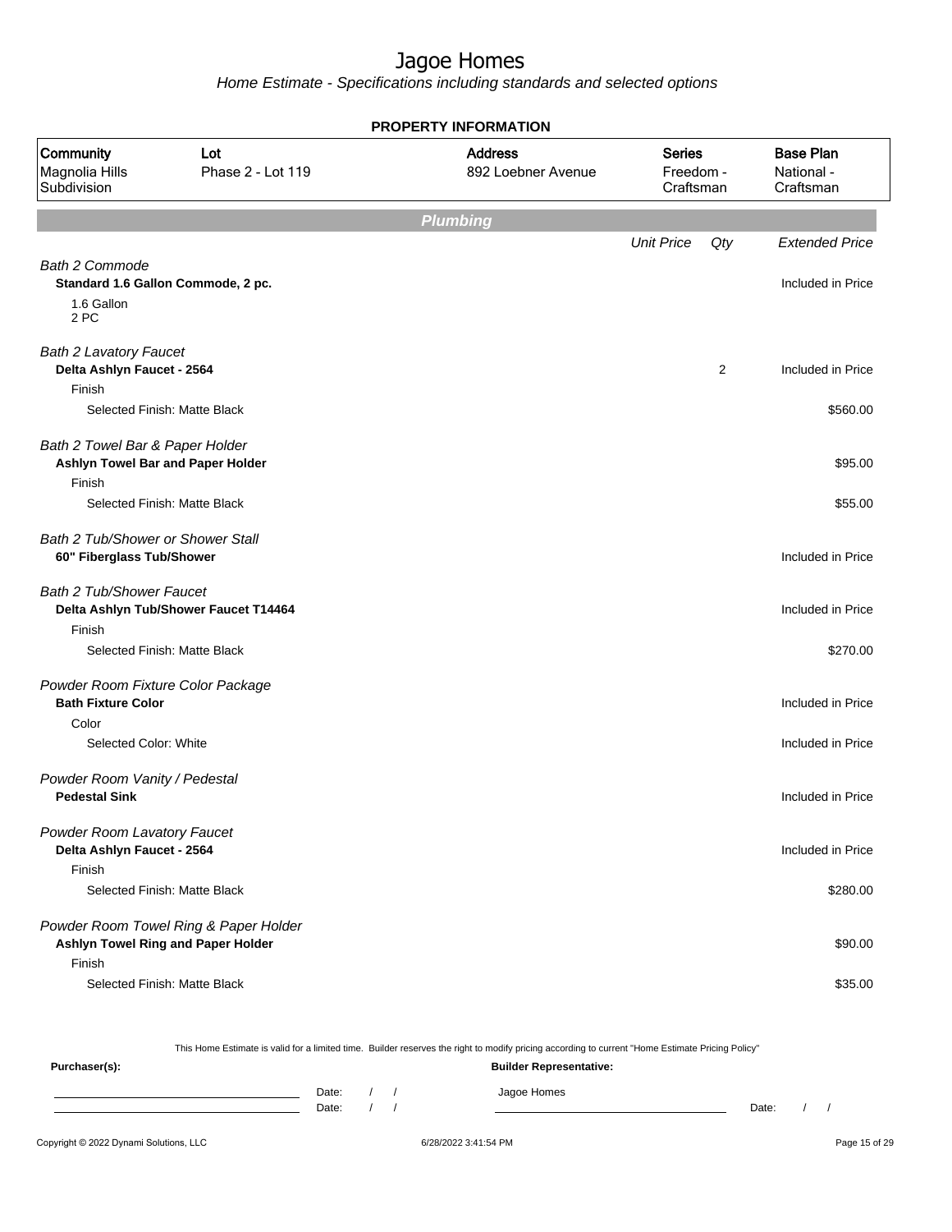# Jagoe Homes

Home Estimate - Specifications including standards and selected options

**PROPERTY INFORMATION**

| Community | Lot | Address | Series | Base Plan |
|---|---|---|---|---|
| Magnolia Hills Subdivision | Phase 2 - Lot 119 | 892 Loebner Avenue | Freedom - Craftsman | National - Craftsman |

## Plumbing

| | Unit Price | Qty | Extended Price |
|---|---|---|---|
| *Bath 2 Commode* | | | |
| **Standard 1.6 Gallon Commode, 2 pc.** | | | Included in Price |
| 1.6 Gallon<br>2 PC | | | |
| *Bath 2 Lavatory Faucet* | | | |
| **Delta Ashlyn Faucet - 2564** | | 2 | Included in Price |
| Finish | | | |
| Selected Finish: Matte Black | | | $560.00 |
| *Bath 2 Towel Bar & Paper Holder* | | | |
| **Ashlyn Towel Bar and Paper Holder** | | | $95.00 |
| Finish | | | |
| Selected Finish: Matte Black | | | $55.00 |
| *Bath 2 Tub/Shower or Shower Stall* | | | |
| **60" Fiberglass Tub/Shower** | | | Included in Price |
| *Bath 2 Tub/Shower Faucet* | | | |
| **Delta Ashlyn Tub/Shower Faucet T14464** | | | Included in Price |
| Finish | | | |
| Selected Finish: Matte Black | | | $270.00 |
| *Powder Room Fixture Color Package* | | | |
| **Bath Fixture Color** | | | Included in Price |
| Color | | | |
| Selected Color: White | | | Included in Price |
| *Powder Room Vanity / Pedestal* | | | |
| **Pedestal Sink** | | | Included in Price |
| *Powder Room Lavatory Faucet* | | | |
| **Delta Ashlyn Faucet - 2564** | | | Included in Price |
| Finish | | | |
| Selected Finish: Matte Black | | | $280.00 |
| *Powder Room Towel Ring & Paper Holder* | | | |
| **Ashlyn Towel Ring and Paper Holder** | | | $90.00 |
| Finish | | | |
| Selected Finish: Matte Black | | | $35.00 |

This Home Estimate is valid for a limited time. Builder reserves the right to modify pricing according to current "Home Estimate Pricing Policy"

**Purchaser(s):** Date: / / Date: / /

**Builder Representative:** Jagoe Homes Date: / /

Copyright © 2022 Dynami Solutions, LLC 6/28/2022 3:41:54 PM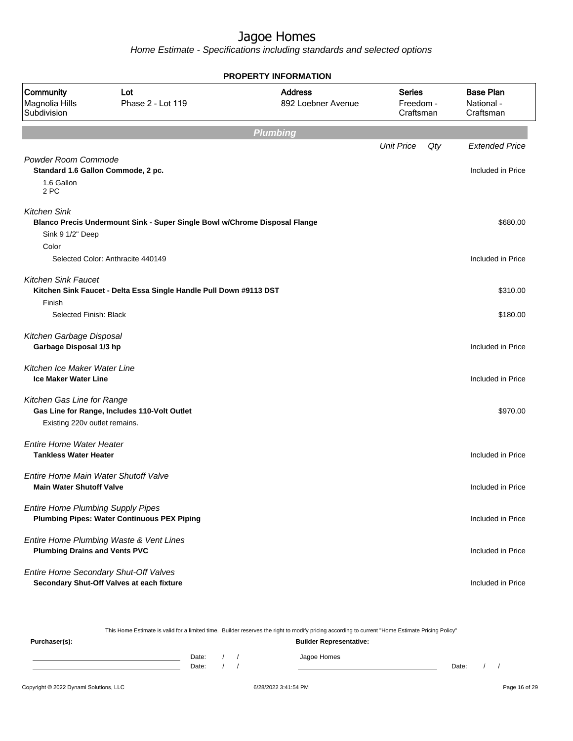# Jagoe Homes

*Home Estimate - Specifications including standards and selected options*

## PROPERTY INFORMATION

| Community | Lot | Address | Series | Base Plan |
|---|---|---|---|---|
| Magnolia Hills Subdivision | Phase 2 - Lot 119 | 892 Loebner Avenue | Freedom - Craftsman | National - Craftsman |

## Plumbing

| | Unit Price | Qty | Extended Price |
|---|---|---|---|
| *Powder Room Commode* | | | |
| **Standard 1.6 Gallon Commode, 2 pc.** | | | Included in Price |
| 1.6 Gallon<br>2 PC | | | |
| *Kitchen Sink* | | | |
| **Blanco Precis Undermount Sink - Super Single Bowl w/Chrome Disposal Flange** | | | $680.00 |
| Sink 9 1/2" Deep | | | |
| Color | | | |
| Selected Color: Anthracite 440149 | | | Included in Price |
| *Kitchen Sink Faucet* | | | |
| **Kitchen Sink Faucet - Delta Essa Single Handle Pull Down #9113 DST** | | | $310.00 |
| Finish | | | |
| Selected Finish: Black | | | $180.00 |
| *Kitchen Garbage Disposal* | | | |
| **Garbage Disposal 1/3 hp** | | | Included in Price |
| *Kitchen Ice Maker Water Line* | | | |
| **Ice Maker Water Line** | | | Included in Price |
| *Kitchen Gas Line for Range* | | | |
| **Gas Line for Range, Includes 110-Volt Outlet** | | | $970.00 |
| Existing 220v outlet remains. | | | |
| *Entire Home Water Heater* | | | |
| **Tankless Water Heater** | | | Included in Price |
| *Entire Home Main Water Shutoff Valve* | | | |
| **Main Water Shutoff Valve** | | | Included in Price |
| *Entire Home Plumbing Supply Pipes* | | | |
| **Plumbing Pipes: Water Continuous PEX Piping** | | | Included in Price |
| *Entire Home Plumbing Waste & Vent Lines* | | | |
| **Plumbing Drains and Vents PVC** | | | Included in Price |
| *Entire Home Secondary Shut-Off Valves* | | | |
| **Secondary Shut-Off Valves at each fixture** | | | Included in Price |

This Home Estimate is valid for a limited time. Builder reserves the right to modify pricing according to current "Home Estimate Pricing Policy"

**Purchaser(s):** ______________________ Date: / / 
______________________ Date: / /

**Builder Representative:** Jagoe Homes ______________________ Date: / /

Copyright © 2022 Dynami Solutions, LLC 6/28/2022 3:41:54 PM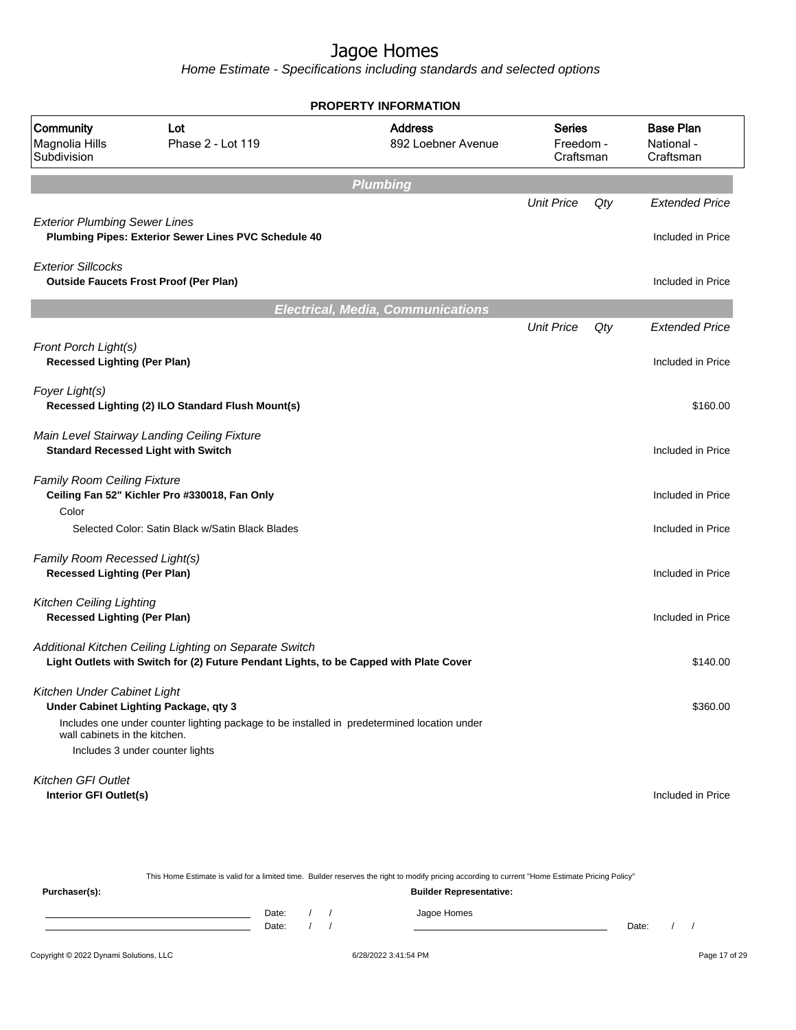# Jagoe Homes

*Home Estimate - Specifications including standards and selected options*

## PROPERTY INFORMATION

| Community | Lot | Address | Series | Base Plan |
|---|---|---|---|---|
| Magnolia Hills Subdivision | Phase 2 - Lot 119 | 892 Loebner Avenue | Freedom - Craftsman | National - Craftsman |

## Plumbing

| | Unit Price | Qty | Extended Price |
|---|---|---|---|
| *Exterior Plumbing Sewer Lines* | | | |
| **Plumbing Pipes: Exterior Sewer Lines PVC Schedule 40** | | | Included in Price |
| *Exterior Sillcocks* | | | |
| **Outside Faucets Frost Proof (Per Plan)** | | | Included in Price |

## Electrical, Media, Communications

| | Unit Price | Qty | Extended Price |
|---|---|---|---|
| *Front Porch Light(s)* | | | |
| **Recessed Lighting (Per Plan)** | | | Included in Price |
| *Foyer Light(s)* | | | |
| **Recessed Lighting (2) ILO Standard Flush Mount(s)** | | | $160.00 |
| *Main Level Stairway Landing Ceiling Fixture* | | | |
| **Standard Recessed Light with Switch** | | | Included in Price |
| *Family Room Ceiling Fixture* | | | |
| **Ceiling Fan 52" Kichler Pro #330018, Fan Only** | | | Included in Price |
| Color | | | |
| Selected Color: Satin Black w/Satin Black Blades | | | Included in Price |
| *Family Room Recessed Light(s)* | | | |
| **Recessed Lighting (Per Plan)** | | | Included in Price |
| *Kitchen Ceiling Lighting* | | | |
| **Recessed Lighting (Per Plan)** | | | Included in Price |
| *Additional Kitchen Ceiling Lighting on Separate Switch* | | | |
| **Light Outlets with Switch for (2) Future Pendant Lights, to be Capped with Plate Cover** | | | $140.00 |
| *Kitchen Under Cabinet Light* | | | |
| **Under Cabinet Lighting Package, qty 3** | | | $360.00 |
| Includes one under counter lighting package to be installed in predetermined location under wall cabinets in the kitchen. Includes 3 under counter lights | | | |
| *Kitchen GFI Outlet* | | | |
| **Interior GFI Outlet(s)** | | | Included in Price |

This Home Estimate is valid for a limited time. Builder reserves the right to modify pricing according to current "Home Estimate Pricing Policy"

**Purchaser(s):** Date: / / Date: / /

**Builder Representative:** Jagoe Homes Date: / /

Copyright © 2022 Dynami Solutions, LLC 6/28/2022 3:41:54 PM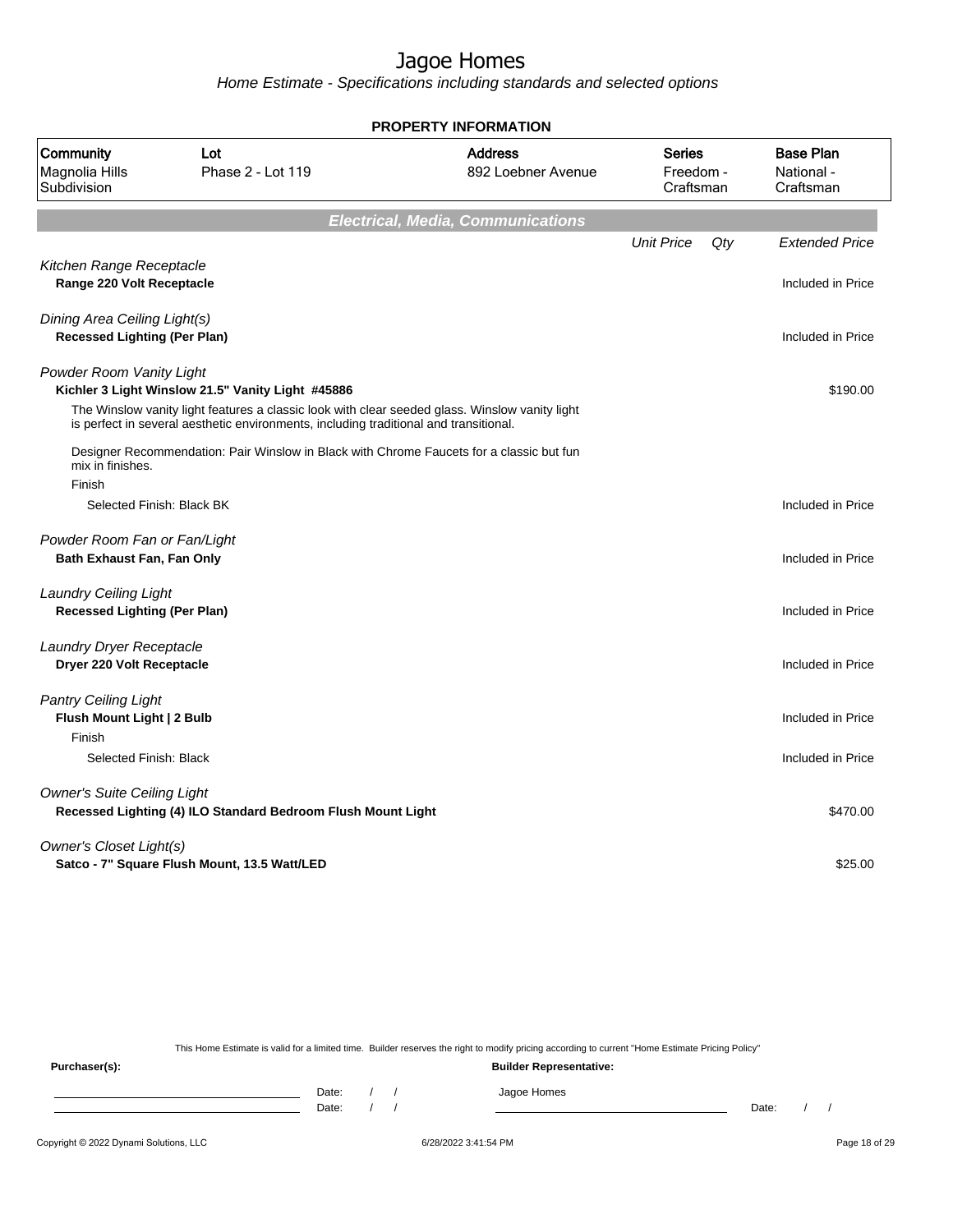# Jagoe Homes

*Home Estimate - Specifications including standards and selected options*

## PROPERTY INFORMATION

| Community | Lot | Address | Series | Base Plan |
|---|---|---|---|---|
| Magnolia Hills Subdivision | Phase 2 - Lot 119 | 892 Loebner Avenue | Freedom - Craftsman | National - Craftsman |

## Electrical, Media, Communications

| | Unit Price | Qty | Extended Price |
|---|---|---|---|
| *Kitchen Range Receptacle* | | | |
| **Range 220 Volt Receptacle** | | | Included in Price |
| *Dining Area Ceiling Light(s)* | | | |
| **Recessed Lighting (Per Plan)** | | | Included in Price |
| *Powder Room Vanity Light* | | | |
| **Kichler 3 Light Winslow 21.5" Vanity Light #45886** | | | $190.00 |
| The Winslow vanity light features a classic look with clear seeded glass. Winslow vanity light is perfect in several aesthetic environments, including traditional and transitional. | | | |
| Designer Recommendation: Pair Winslow in Black with Chrome Faucets for a classic but fun mix in finishes. | | | |
| Finish | | | |
| Selected Finish: Black BK | | | Included in Price |
| *Powder Room Fan or Fan/Light* | | | |
| **Bath Exhaust Fan, Fan Only** | | | Included in Price |
| *Laundry Ceiling Light* | | | |
| **Recessed Lighting (Per Plan)** | | | Included in Price |
| *Laundry Dryer Receptacle* | | | |
| **Dryer 220 Volt Receptacle** | | | Included in Price |
| *Pantry Ceiling Light* | | | |
| **Flush Mount Light \| 2 Bulb** | | | Included in Price |
| Finish | | | |
| Selected Finish: Black | | | Included in Price |
| *Owner's Suite Ceiling Light* | | | |
| **Recessed Lighting (4) ILO Standard Bedroom Flush Mount Light** | | | $470.00 |
| *Owner's Closet Light(s)* | | | |
| **Satco - 7" Square Flush Mount, 13.5 Watt/LED** | | | $25.00 |

This Home Estimate is valid for a limited time. Builder reserves the right to modify pricing according to current "Home Estimate Pricing Policy"

**Purchaser(s):** **Builder Representative:**

Date: / /                Jagoe Homes

Date: / /                Date: / /

Copyright © 2022 Dynami Solutions, LLC    6/28/2022 3:41:54 PM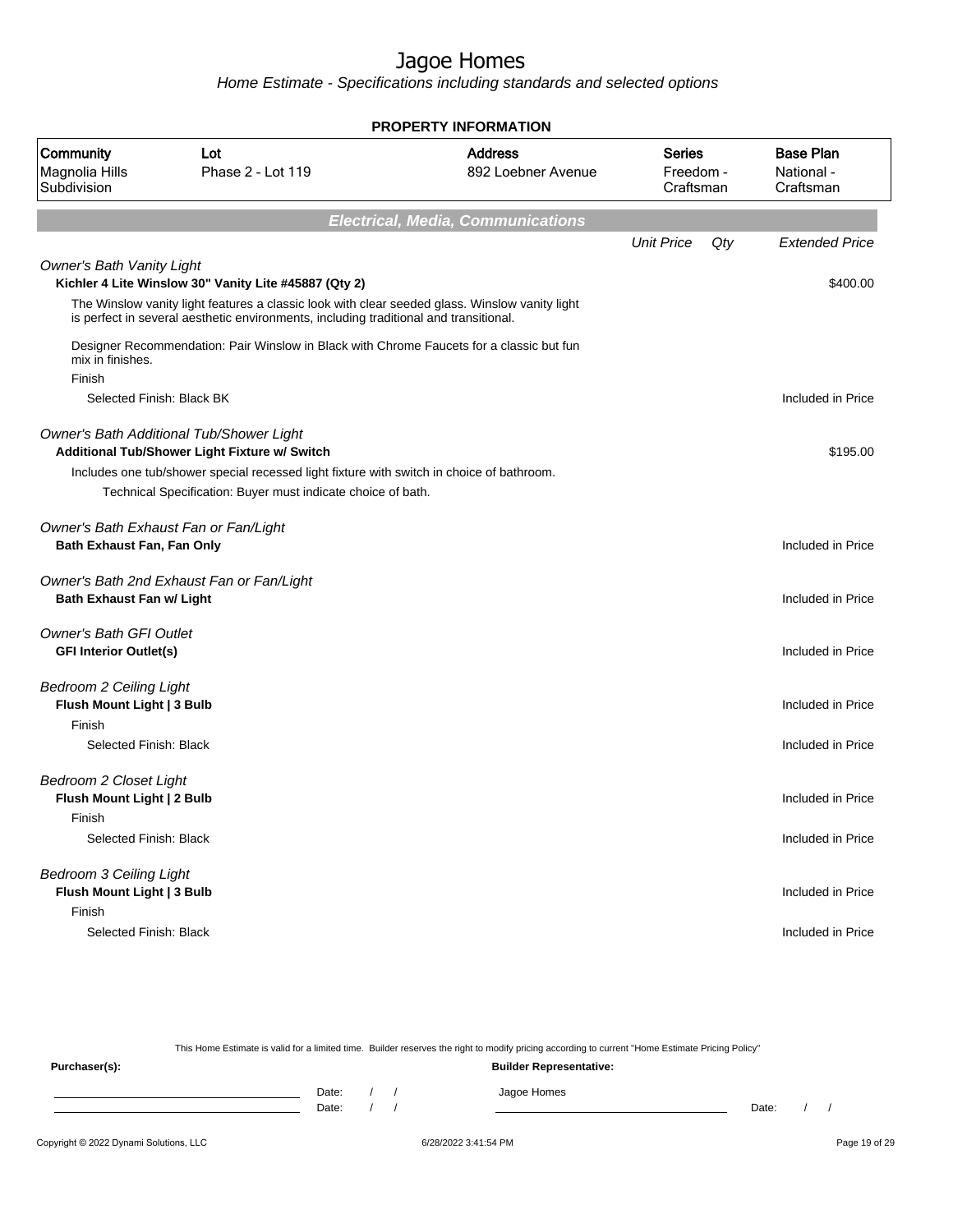# Jagoe Homes

*Home Estimate - Specifications including standards and selected options*

**PROPERTY INFORMATION**

| Community | Lot | Address | Series | Base Plan |
|---|---|---|---|---|
| Magnolia Hills Subdivision | Phase 2 - Lot 119 | 892 Loebner Avenue | Freedom - Craftsman | National - Craftsman |

## Electrical, Media, Communications

| | Unit Price | Qty | Extended Price |
|---|---|---|---|
| *Owner's Bath Vanity Light* | | | |
| **Kichler 4 Lite Winslow 30" Vanity Lite #45887 (Qty 2)** | | | $400.00 |
| The Winslow vanity light features a classic look with clear seeded glass. Winslow vanity light is perfect in several aesthetic environments, including traditional and transitional. | | | |
| Designer Recommendation: Pair Winslow in Black with Chrome Faucets for a classic but fun mix in finishes. | | | |
| Finish | | | |
| Selected Finish: Black BK | | | Included in Price |
| *Owner's Bath Additional Tub/Shower Light* | | | |
| **Additional Tub/Shower Light Fixture w/ Switch** | | | $195.00 |
| Includes one tub/shower special recessed light fixture with switch in choice of bathroom. | | | |
| Technical Specification: Buyer must indicate choice of bath. | | | |
| *Owner's Bath Exhaust Fan or Fan/Light* | | | |
| **Bath Exhaust Fan, Fan Only** | | | Included in Price |
| *Owner's Bath 2nd Exhaust Fan or Fan/Light* | | | |
| **Bath Exhaust Fan w/ Light** | | | Included in Price |
| *Owner's Bath GFI Outlet* | | | |
| **GFI Interior Outlet(s)** | | | Included in Price |
| *Bedroom 2 Ceiling Light* | | | |
| **Flush Mount Light \| 3 Bulb** | | | Included in Price |
| Finish | | | |
| Selected Finish: Black | | | Included in Price |
| *Bedroom 2 Closet Light* | | | |
| **Flush Mount Light \| 2 Bulb** | | | Included in Price |
| Finish | | | |
| Selected Finish: Black | | | Included in Price |
| *Bedroom 3 Ceiling Light* | | | |
| **Flush Mount Light \| 3 Bulb** | | | Included in Price |
| Finish | | | |
| Selected Finish: Black | | | Included in Price |

This Home Estimate is valid for a limited time. Builder reserves the right to modify pricing according to current "Home Estimate Pricing Policy"

**Purchaser(s):**

Date: / /

Date: / /

**Builder Representative:**

Jagoe Homes

Date: / /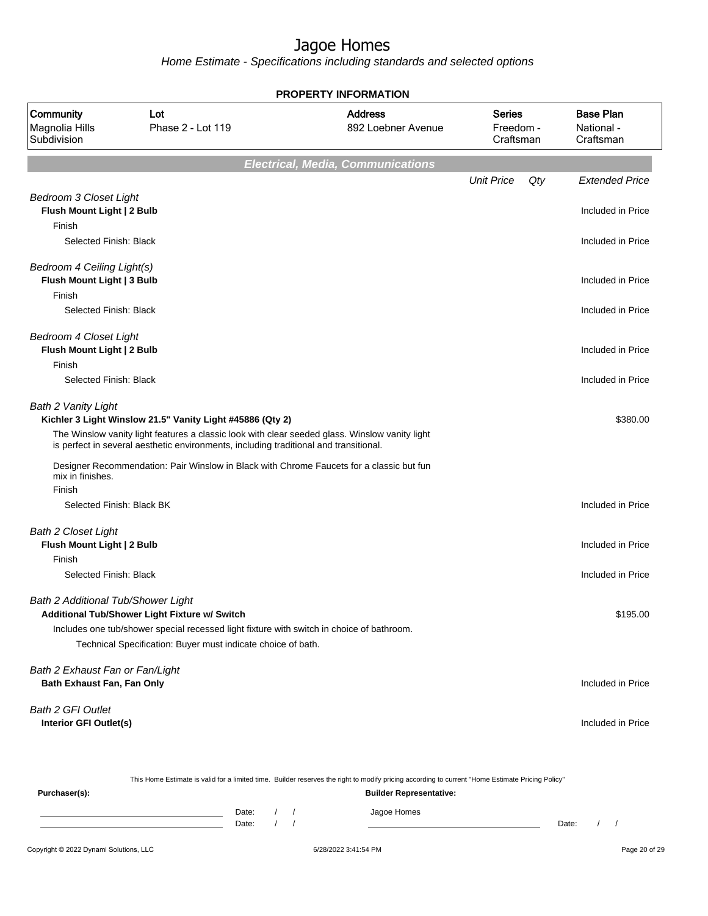# Jagoe Homes

*Home Estimate - Specifications including standards and selected options*

**PROPERTY INFORMATION**

| Community | Lot | Address | Series | Base Plan |
|---|---|---|---|---|
| Magnolia Hills Subdivision | Phase 2 - Lot 119 | 892 Loebner Avenue | Freedom - Craftsman | National - Craftsman |

## *Electrical, Media, Communications*

| | Unit Price | Qty | Extended Price |
|---|---|---|---|
| *Bedroom 3 Closet Light* | | | |
| **Flush Mount Light \| 2 Bulb** | | | Included in Price |
| Finish | | | |
| Selected Finish: Black | | | Included in Price |
| *Bedroom 4 Ceiling Light(s)* | | | |
| **Flush Mount Light \| 3 Bulb** | | | Included in Price |
| Finish | | | |
| Selected Finish: Black | | | Included in Price |
| *Bedroom 4 Closet Light* | | | |
| **Flush Mount Light \| 2 Bulb** | | | Included in Price |
| Finish | | | |
| Selected Finish: Black | | | Included in Price |
| *Bath 2 Vanity Light* | | | |
| **Kichler 3 Light Winslow 21.5" Vanity Light #45886 (Qty 2)** | | | $380.00 |
| The Winslow vanity light features a classic look with clear seeded glass. Winslow vanity light is perfect in several aesthetic environments, including traditional and transitional. | | | |
| Designer Recommendation: Pair Winslow in Black with Chrome Faucets for a classic but fun mix in finishes. | | | |
| Finish | | | |
| Selected Finish: Black BK | | | Included in Price |
| *Bath 2 Closet Light* | | | |
| **Flush Mount Light \| 2 Bulb** | | | Included in Price |
| Finish | | | |
| Selected Finish: Black | | | Included in Price |
| *Bath 2 Additional Tub/Shower Light* | | | |
| **Additional Tub/Shower Light Fixture w/ Switch** | | | $195.00 |
| Includes one tub/shower special recessed light fixture with switch in choice of bathroom. | | | |
| Technical Specification: Buyer must indicate choice of bath. | | | |
| *Bath 2 Exhaust Fan or Fan/Light* | | | |
| **Bath Exhaust Fan, Fan Only** | | | Included in Price |
| *Bath 2 GFI Outlet* | | | |
| **Interior GFI Outlet(s)** | | | Included in Price |

This Home Estimate is valid for a limited time. Builder reserves the right to modify pricing according to current "Home Estimate Pricing Policy"

**Purchaser(s):**

Date: / /

Date: / /

**Builder Representative:**

Jagoe Homes

Date: / /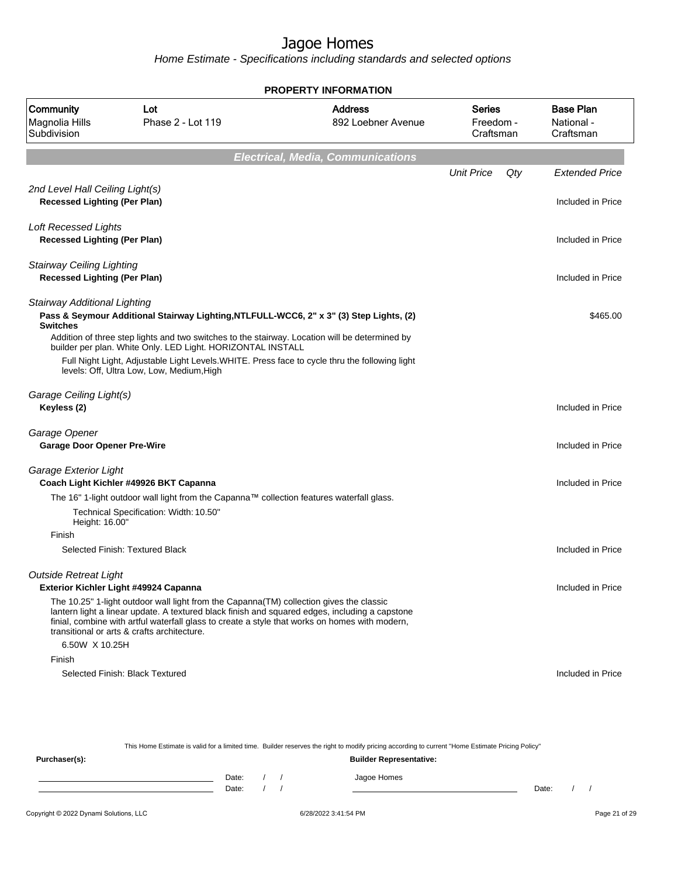# Jagoe Homes

*Home Estimate - Specifications including standards and selected options*

**PROPERTY INFORMATION**

| Community | Lot | Address | Series | Base Plan |
|---|---|---|---|---|
| Magnolia Hills Subdivision | Phase 2 - Lot 119 | 892 Loebner Avenue | Freedom - Craftsman | National - Craftsman |

## Electrical, Media, Communications

| | Unit Price | Qty | Extended Price |
|---|---|---|---|
| *2nd Level Hall Ceiling Light(s)* | | | |
| **Recessed Lighting (Per Plan)** | | | Included in Price |
| *Loft Recessed Lights* | | | |
| **Recessed Lighting (Per Plan)** | | | Included in Price |
| *Stairway Ceiling Lighting* | | | |
| **Recessed Lighting (Per Plan)** | | | Included in Price |
| *Stairway Additional Lighting* | | | |
| **Pass & Seymour Additional Stairway Lighting,NTLFULL-WCC6, 2" x 3" (3) Step Lights, (2) Switches** | | | $465.00 |
| Addition of three step lights and two switches to the stairway. Location will be determined by builder per plan. White Only. LED Light. HORIZONTAL INSTALL | | | |
| Full Night Light, Adjustable Light Levels.WHITE. Press face to cycle thru the following light levels: Off, Ultra Low, Low, Medium,High | | | |
| *Garage Ceiling Light(s)* | | | |
| **Keyless (2)** | | | Included in Price |
| *Garage Opener* | | | |
| **Garage Door Opener Pre-Wire** | | | Included in Price |
| *Garage Exterior Light* | | | |
| **Coach Light Kichler #49926 BKT Capanna** | | | Included in Price |
| The 16" 1-light outdoor wall light from the Capanna™ collection features waterfall glass. | | | |
| Technical Specification: Width: 10.50" Height: 16.00" | | | |
| Finish | | | |
| Selected Finish: Textured Black | | | Included in Price |
| *Outside Retreat Light* | | | |
| **Exterior Kichler Light #49924 Capanna** | | | Included in Price |
| The 10.25" 1-light outdoor wall light from the Capanna(TM) collection gives the classic lantern light a linear update. A textured black finish and squared edges, including a capstone finial, combine with artful waterfall glass to create a style that works on homes with modern, transitional or arts & crafts architecture. | | | |
| 6.50W X 10.25H | | | |
| Finish | | | |
| Selected Finish: Black Textured | | | Included in Price |

This Home Estimate is valid for a limited time. Builder reserves the right to modify pricing according to current "Home Estimate Pricing Policy"

**Purchaser(s):** Date: / / Date: / /

**Builder Representative:** Jagoe Homes Date: / /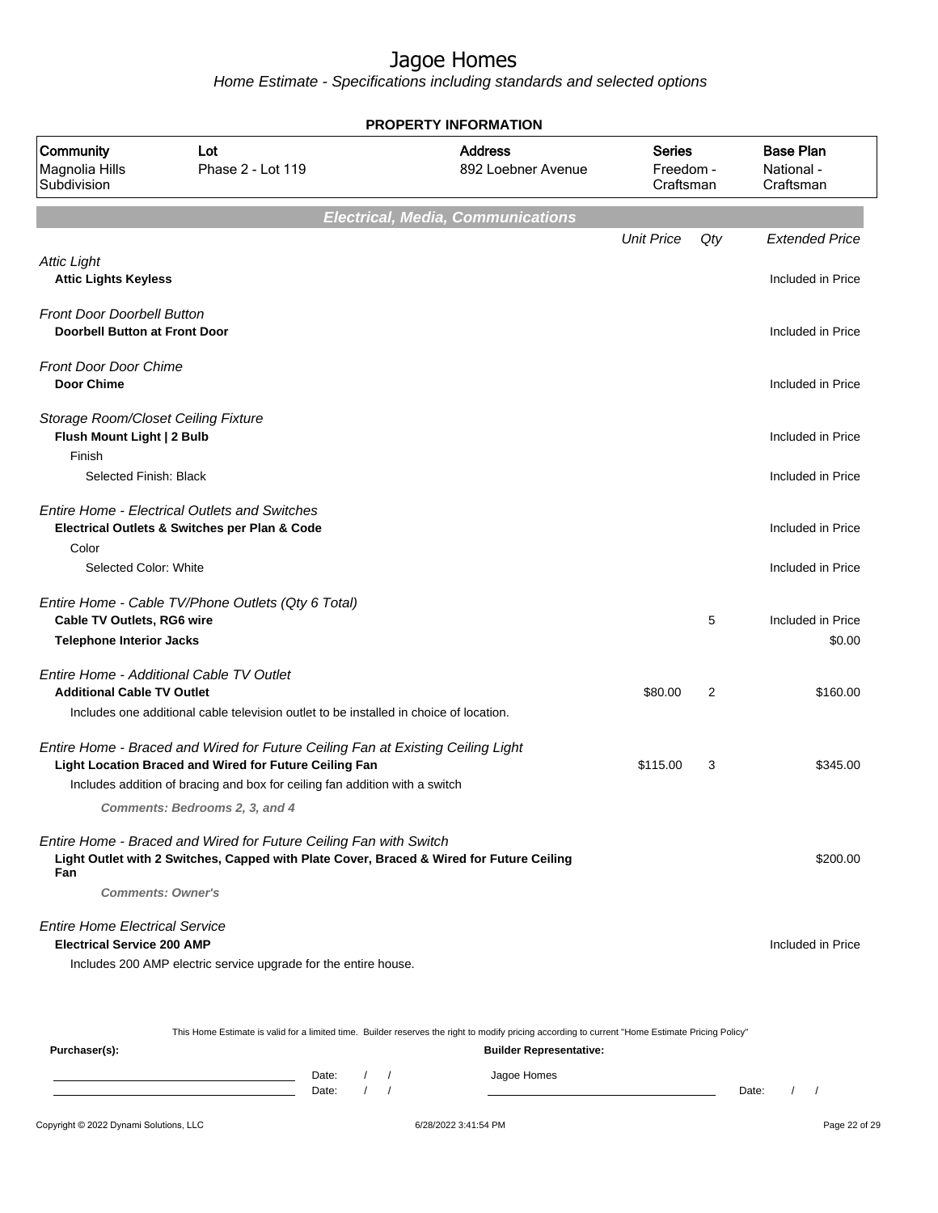# Jagoe Homes

*Home Estimate - Specifications including standards and selected options*

**PROPERTY INFORMATION**

| Community | Lot | Address | Series | Base Plan |
|---|---|---|---|---|
| Magnolia Hills Subdivision | Phase 2 - Lot 119 | 892 Loebner Avenue | Freedom - Craftsman | National - Craftsman |

## *Electrical, Media, Communications*

| | Unit Price | Qty | Extended Price |
|---|---|---|---|
| *Attic Light* | | | |
| **Attic Lights Keyless** | | | Included in Price |
| *Front Door Doorbell Button* | | | |
| **Doorbell Button at Front Door** | | | Included in Price |
| *Front Door Door Chime* | | | |
| **Door Chime** | | | Included in Price |
| *Storage Room/Closet Ceiling Fixture* | | | |
| **Flush Mount Light \| 2 Bulb** | | | Included in Price |
| Finish | | | |
| Selected Finish: Black | | | Included in Price |
| *Entire Home - Electrical Outlets and Switches* | | | |
| **Electrical Outlets & Switches per Plan & Code** | | | Included in Price |
| Color | | | |
| Selected Color: White | | | Included in Price |
| *Entire Home - Cable TV/Phone Outlets (Qty 6 Total)* | | | |
| **Cable TV Outlets, RG6 wire** | | 5 | Included in Price |
| **Telephone Interior Jacks** | | | $0.00 |
| *Entire Home - Additional Cable TV Outlet* | | | |
| **Additional Cable TV Outlet** | $80.00 | 2 | $160.00 |
| Includes one additional cable television outlet to be installed in choice of location. | | | |
| *Entire Home - Braced and Wired for Future Ceiling Fan at Existing Ceiling Light* | | | |
| **Light Location Braced and Wired for Future Ceiling Fan** | $115.00 | 3 | $345.00 |
| Includes addition of bracing and box for ceiling fan addition with a switch | | | |
| ***Comments: Bedrooms 2, 3, and 4*** | | | |
| *Entire Home - Braced and Wired for Future Ceiling Fan with Switch* | | | |
| **Light Outlet with 2 Switches, Capped with Plate Cover, Braced & Wired for Future Ceiling Fan** | | | $200.00 |
| ***Comments: Owner's*** | | | |
| *Entire Home Electrical Service* | | | |
| **Electrical Service 200 AMP** | | | Included in Price |
| Includes 200 AMP electric service upgrade for the entire house. | | | |

This Home Estimate is valid for a limited time. Builder reserves the right to modify pricing according to current "Home Estimate Pricing Policy"

**Purchaser(s):** ______________________ Date: / /
______________________ Date: / /

**Builder Representative:** Jagoe Homes ______________________ Date: / /

Copyright © 2022 Dynami Solutions, LLC — 6/28/2022 3:41:54 PM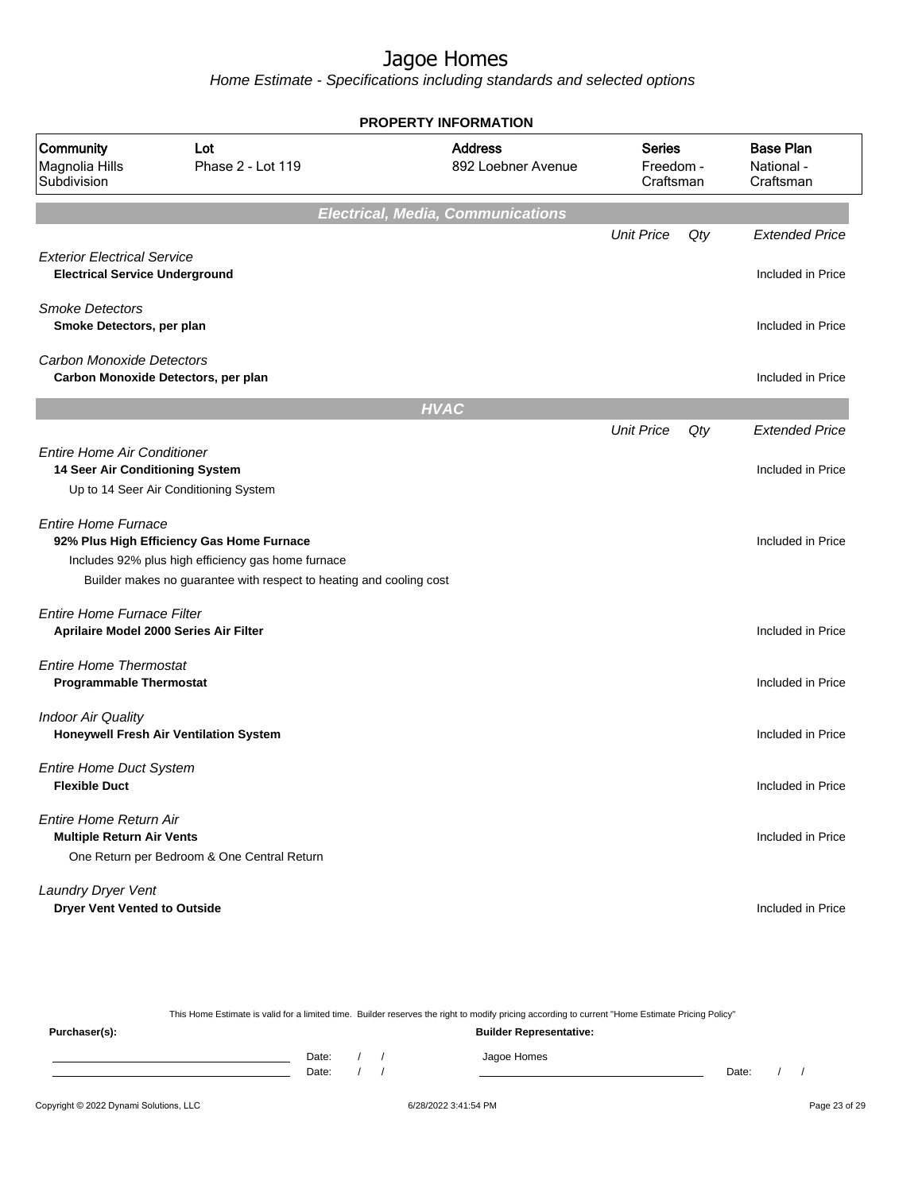# Jagoe Homes

*Home Estimate - Specifications including standards and selected options*

**PROPERTY INFORMATION**

| Community | Lot | Address | Series | Base Plan |
|---|---|---|---|---|
| Magnolia Hills Subdivision | Phase 2 - Lot 119 | 892 Loebner Avenue | Freedom - Craftsman | National - Craftsman |

## Electrical, Media, Communications

| | Unit Price | Qty | Extended Price |
|---|---|---|---|
| *Exterior Electrical Service* | | | |
| **Electrical Service Underground** | | | Included in Price |
| *Smoke Detectors* | | | |
| **Smoke Detectors, per plan** | | | Included in Price |
| *Carbon Monoxide Detectors* | | | |
| **Carbon Monoxide Detectors, per plan** | | | Included in Price |

## HVAC

| | Unit Price | Qty | Extended Price |
|---|---|---|---|
| *Entire Home Air Conditioner* | | | |
| **14 Seer Air Conditioning System** | | | Included in Price |
| Up to 14 Seer Air Conditioning System | | | |
| *Entire Home Furnace* | | | |
| **92% Plus High Efficiency Gas Home Furnace** | | | Included in Price |
| Includes 92% plus high efficiency gas home furnace | | | |
| Builder makes no guarantee with respect to heating and cooling cost | | | |
| *Entire Home Furnace Filter* | | | |
| **Aprilaire Model 2000 Series Air Filter** | | | Included in Price |
| *Entire Home Thermostat* | | | |
| **Programmable Thermostat** | | | Included in Price |
| *Indoor Air Quality* | | | |
| **Honeywell Fresh Air Ventilation System** | | | Included in Price |
| *Entire Home Duct System* | | | |
| **Flexible Duct** | | | Included in Price |
| *Entire Home Return Air* | | | |
| **Multiple Return Air Vents** | | | Included in Price |
| One Return per Bedroom & One Central Return | | | |
| *Laundry Dryer Vent* | | | |
| **Dryer Vent Vented to Outside** | | | Included in Price |

This Home Estimate is valid for a limited time. Builder reserves the right to modify pricing according to current "Home Estimate Pricing Policy"

**Purchaser(s):**

Date: / /

Date: / /

**Builder Representative:**

Jagoe Homes

Date: / /

Copyright © 2022 Dynami Solutions, LLC — 6/28/2022 3:41:54 PM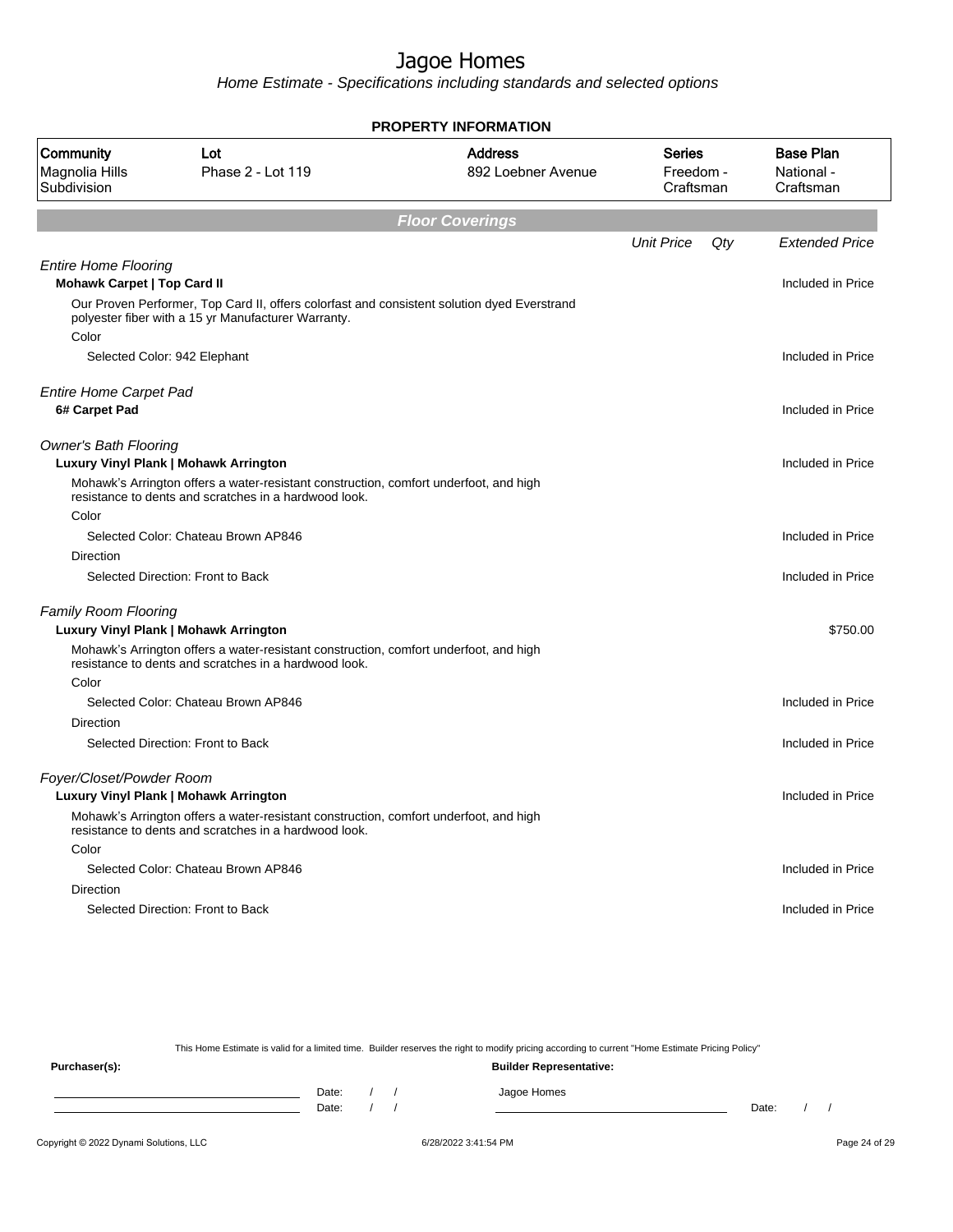# Jagoe Homes

*Home Estimate - Specifications including standards and selected options*

**PROPERTY INFORMATION**

| Community | Lot | Address | Series | Base Plan |
|---|---|---|---|---|
| Magnolia Hills Subdivision | Phase 2 - Lot 119 | 892 Loebner Avenue | Freedom - Craftsman | National - Craftsman |

## Floor Coverings

| | Unit Price | Qty | Extended Price |
|---|---|---|---|
| *Entire Home Flooring* | | | |
| **Mohawk Carpet \| Top Card II** | | | Included in Price |
| Our Proven Performer, Top Card II, offers colorfast and consistent solution dyed Everstrand polyester fiber with a 15 yr Manufacturer Warranty. | | | |
| Color | | | |
| Selected Color: 942 Elephant | | | Included in Price |
| *Entire Home Carpet Pad* | | | |
| **6# Carpet Pad** | | | Included in Price |
| *Owner's Bath Flooring* | | | |
| **Luxury Vinyl Plank \| Mohawk Arrington** | | | Included in Price |
| Mohawk's Arrington offers a water-resistant construction, comfort underfoot, and high resistance to dents and scratches in a hardwood look. | | | |
| Color | | | |
| Selected Color: Chateau Brown AP846 | | | Included in Price |
| Direction | | | |
| Selected Direction: Front to Back | | | Included in Price |
| *Family Room Flooring* | | | |
| **Luxury Vinyl Plank \| Mohawk Arrington** | | | $750.00 |
| Mohawk's Arrington offers a water-resistant construction, comfort underfoot, and high resistance to dents and scratches in a hardwood look. | | | |
| Color | | | |
| Selected Color: Chateau Brown AP846 | | | Included in Price |
| Direction | | | |
| Selected Direction: Front to Back | | | Included in Price |
| *Foyer/Closet/Powder Room* | | | |
| **Luxury Vinyl Plank \| Mohawk Arrington** | | | Included in Price |
| Mohawk's Arrington offers a water-resistant construction, comfort underfoot, and high resistance to dents and scratches in a hardwood look. | | | |
| Color | | | |
| Selected Color: Chateau Brown AP846 | | | Included in Price |
| Direction | | | |
| Selected Direction: Front to Back | | | Included in Price |

This Home Estimate is valid for a limited time. Builder reserves the right to modify pricing according to current "Home Estimate Pricing Policy"

**Purchaser(s):**

Date: / /

Date: / /

**Builder Representative:**

Jagoe Homes

Date: / /

Copyright © 2022 Dynami Solutions, LLC 6/28/2022 3:41:54 PM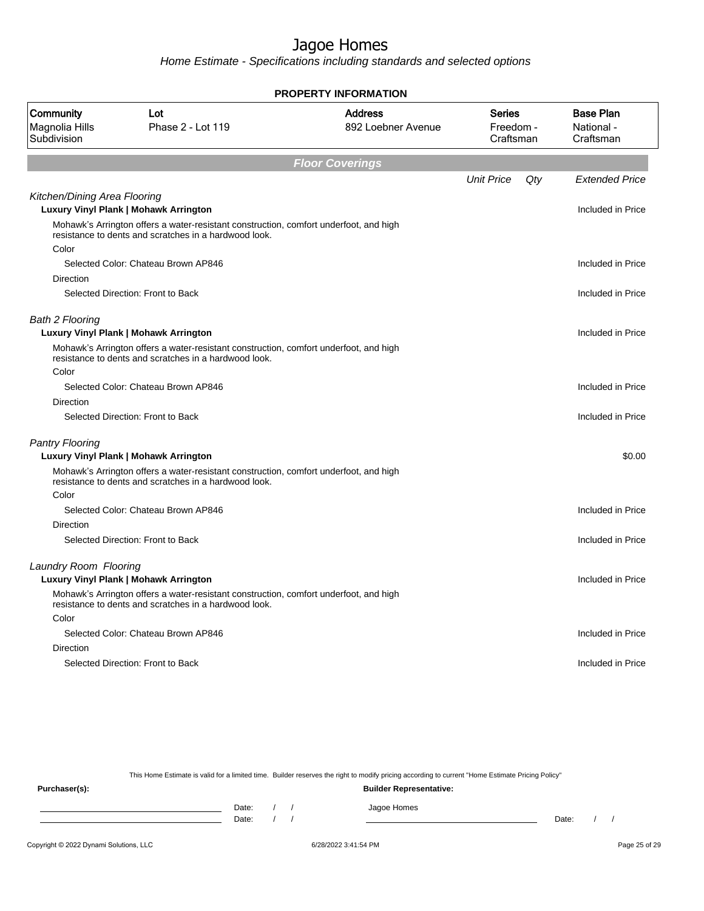# Jagoe Homes

*Home Estimate - Specifications including standards and selected options*

**PROPERTY INFORMATION**

| Community | Lot | Address | Series | Base Plan |
|---|---|---|---|---|
| Magnolia Hills Subdivision | Phase 2 - Lot 119 | 892 Loebner Avenue | Freedom - Craftsman | National - Craftsman |

## Floor Coverings

| | Unit Price | Qty | Extended Price |
|---|---|---|---|
| *Kitchen/Dining Area Flooring* | | | |
| **Luxury Vinyl Plank \| Mohawk Arrington** | | | Included in Price |
| Mohawk's Arrington offers a water-resistant construction, comfort underfoot, and high resistance to dents and scratches in a hardwood look. | | | |
| Color | | | |
| Selected Color: Chateau Brown AP846 | | | Included in Price |
| Direction | | | |
| Selected Direction: Front to Back | | | Included in Price |
| *Bath 2 Flooring* | | | |
| **Luxury Vinyl Plank \| Mohawk Arrington** | | | Included in Price |
| Mohawk's Arrington offers a water-resistant construction, comfort underfoot, and high resistance to dents and scratches in a hardwood look. | | | |
| Color | | | |
| Selected Color: Chateau Brown AP846 | | | Included in Price |
| Direction | | | |
| Selected Direction: Front to Back | | | Included in Price |
| *Pantry Flooring* | | | |
| **Luxury Vinyl Plank \| Mohawk Arrington** | | | $0.00 |
| Mohawk's Arrington offers a water-resistant construction, comfort underfoot, and high resistance to dents and scratches in a hardwood look. | | | |
| Color | | | |
| Selected Color: Chateau Brown AP846 | | | Included in Price |
| Direction | | | |
| Selected Direction: Front to Back | | | Included in Price |
| *Laundry Room Flooring* | | | |
| **Luxury Vinyl Plank \| Mohawk Arrington** | | | Included in Price |
| Mohawk's Arrington offers a water-resistant construction, comfort underfoot, and high resistance to dents and scratches in a hardwood look. | | | |
| Color | | | |
| Selected Color: Chateau Brown AP846 | | | Included in Price |
| Direction | | | |
| Selected Direction: Front to Back | | | Included in Price |

This Home Estimate is valid for a limited time. Builder reserves the right to modify pricing according to current "Home Estimate Pricing Policy"

**Purchaser(s):**

Date: / /

Date: / /

**Builder Representative:**

Jagoe Homes

Date: / /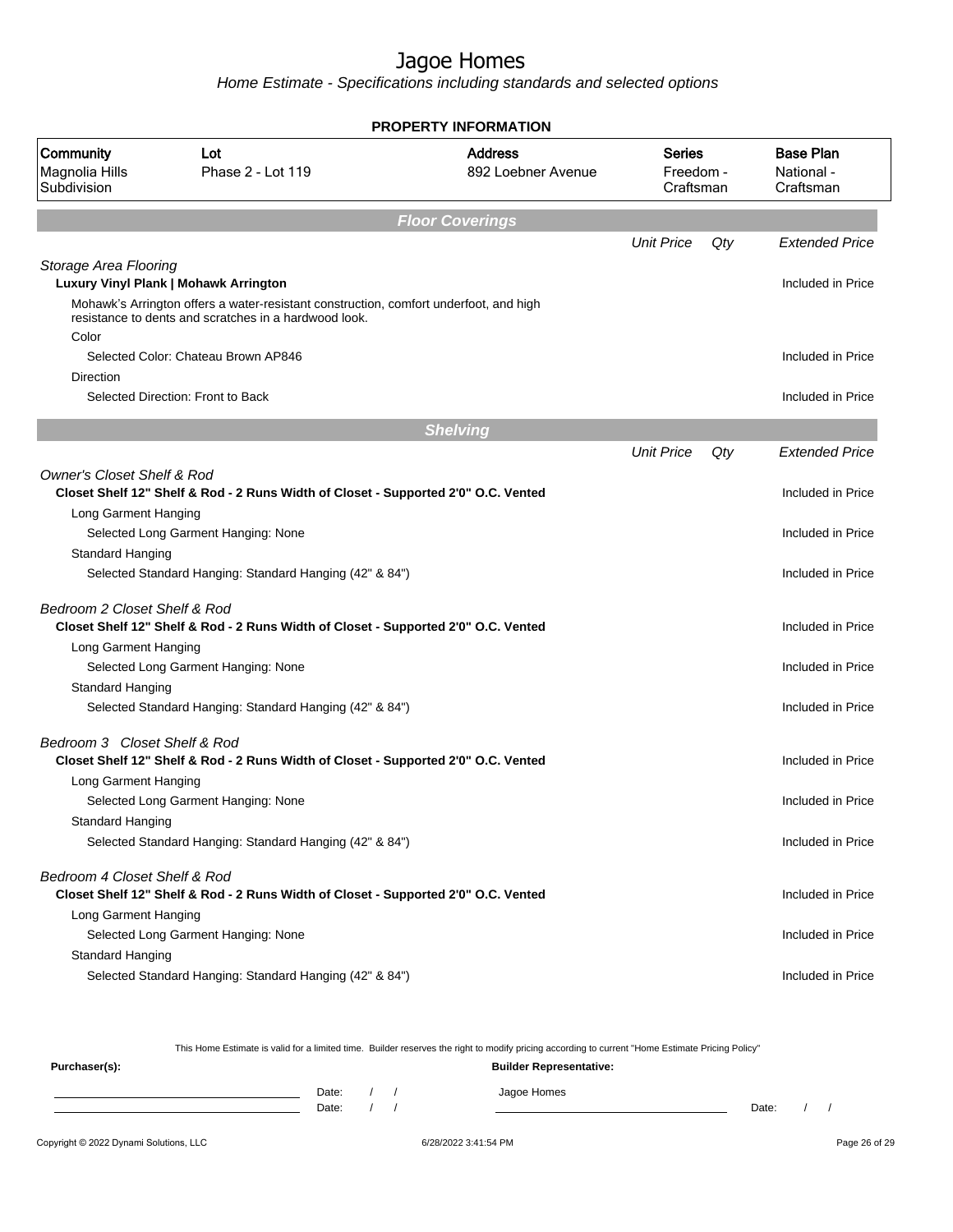# Jagoe Homes

*Home Estimate - Specifications including standards and selected options*

**PROPERTY INFORMATION**

| Community | Lot | Address | Series | Base Plan |
|---|---|---|---|---|
| Magnolia Hills Subdivision | Phase 2 - Lot 119 | 892 Loebner Avenue | Freedom - Craftsman | National - Craftsman |

## Floor Coverings

| | Unit Price | Qty | Extended Price |
|---|---|---|---|
| *Storage Area Flooring* | | | |
| **Luxury Vinyl Plank \| Mohawk Arrington** | | | Included in Price |
| Mohawk's Arrington offers a water-resistant construction, comfort underfoot, and high resistance to dents and scratches in a hardwood look. | | | |
| Color | | | |
| Selected Color: Chateau Brown AP846 | | | Included in Price |
| Direction | | | |
| Selected Direction: Front to Back | | | Included in Price |

## Shelving

| | Unit Price | Qty | Extended Price |
|---|---|---|---|
| *Owner's Closet Shelf & Rod* | | | |
| **Closet Shelf 12" Shelf & Rod - 2 Runs Width of Closet - Supported 2'0" O.C. Vented** | | | Included in Price |
| Long Garment Hanging | | | |
| Selected Long Garment Hanging: None | | | Included in Price |
| Standard Hanging | | | |
| Selected Standard Hanging: Standard Hanging (42" & 84") | | | Included in Price |
| *Bedroom 2 Closet Shelf & Rod* | | | |
| **Closet Shelf 12" Shelf & Rod - 2 Runs Width of Closet - Supported 2'0" O.C. Vented** | | | Included in Price |
| Long Garment Hanging | | | |
| Selected Long Garment Hanging: None | | | Included in Price |
| Standard Hanging | | | |
| Selected Standard Hanging: Standard Hanging (42" & 84") | | | Included in Price |
| *Bedroom 3 Closet Shelf & Rod* | | | |
| **Closet Shelf 12" Shelf & Rod - 2 Runs Width of Closet - Supported 2'0" O.C. Vented** | | | Included in Price |
| Long Garment Hanging | | | |
| Selected Long Garment Hanging: None | | | Included in Price |
| Standard Hanging | | | |
| Selected Standard Hanging: Standard Hanging (42" & 84") | | | Included in Price |
| *Bedroom 4 Closet Shelf & Rod* | | | |
| **Closet Shelf 12" Shelf & Rod - 2 Runs Width of Closet - Supported 2'0" O.C. Vented** | | | Included in Price |
| Long Garment Hanging | | | |
| Selected Long Garment Hanging: None | | | Included in Price |
| Standard Hanging | | | |
| Selected Standard Hanging: Standard Hanging (42" & 84") | | | Included in Price |

This Home Estimate is valid for a limited time. Builder reserves the right to modify pricing according to current "Home Estimate Pricing Policy"

**Purchaser(s):** Date: / / Date: / /

**Builder Representative:** Jagoe Homes Date: / /

Copyright © 2022 Dynami Solutions, LLC 6/28/2022 3:41:54 PM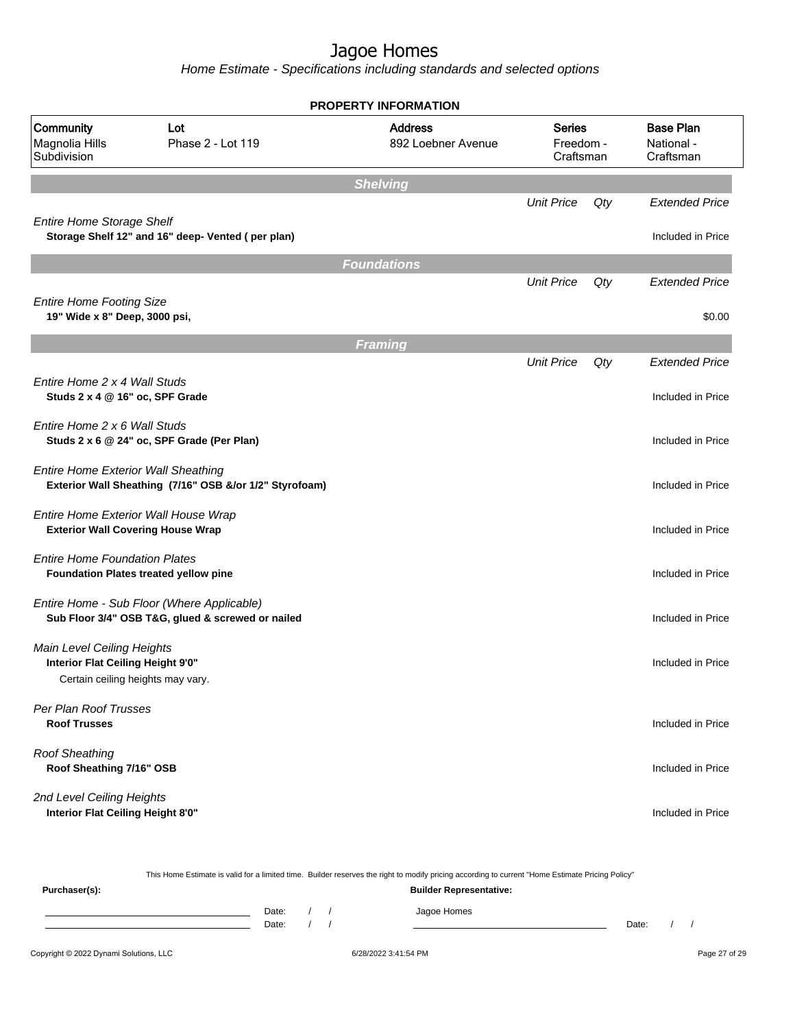# Jagoe Homes

*Home Estimate - Specifications including standards and selected options*

**PROPERTY INFORMATION**

| Community | Lot | Address | Series | Base Plan |
|---|---|---|---|---|
| Magnolia Hills Subdivision | Phase 2 - Lot 119 | 892 Loebner Avenue | Freedom - Craftsman | National - Craftsman |

## Shelving

| | Unit Price | Qty | Extended Price |
|---|---|---|---|
| *Entire Home Storage Shelf*<br>**Storage Shelf 12" and 16" deep- Vented ( per plan)** | | | Included in Price |

## Foundations

| | Unit Price | Qty | Extended Price |
|---|---|---|---|
| *Entire Home Footing Size*<br>**19" Wide x 8" Deep, 3000 psi,** | | | $0.00 |

## Framing

| | Unit Price | Qty | Extended Price |
|---|---|---|---|
| *Entire Home 2 x 4 Wall Studs*<br>**Studs 2 x 4 @ 16" oc, SPF Grade** | | | Included in Price |
| *Entire Home 2 x 6 Wall Studs*<br>**Studs 2 x 6 @ 24" oc, SPF Grade (Per Plan)** | | | Included in Price |
| *Entire Home Exterior Wall Sheathing*<br>**Exterior Wall Sheathing (7/16" OSB &/or 1/2" Styrofoam)** | | | Included in Price |
| *Entire Home Exterior Wall House Wrap*<br>**Exterior Wall Covering House Wrap** | | | Included in Price |
| *Entire Home Foundation Plates*<br>**Foundation Plates treated yellow pine** | | | Included in Price |
| *Entire Home - Sub Floor (Where Applicable)*<br>**Sub Floor 3/4" OSB T&G, glued & screwed or nailed** | | | Included in Price |
| *Main Level Ceiling Heights*<br>**Interior Flat Ceiling Height 9'0"**<br>Certain ceiling heights may vary. | | | Included in Price |
| *Per Plan Roof Trusses*<br>**Roof Trusses** | | | Included in Price |
| *Roof Sheathing*<br>**Roof Sheathing 7/16" OSB** | | | Included in Price |
| *2nd Level Ceiling Heights*<br>**Interior Flat Ceiling Height 8'0"** | | | Included in Price |

This Home Estimate is valid for a limited time. Builder reserves the right to modify pricing according to current "Home Estimate Pricing Policy"

**Purchaser(s):** **Builder Representative:**

Date: / / Jagoe Homes

Date: / / Date: / /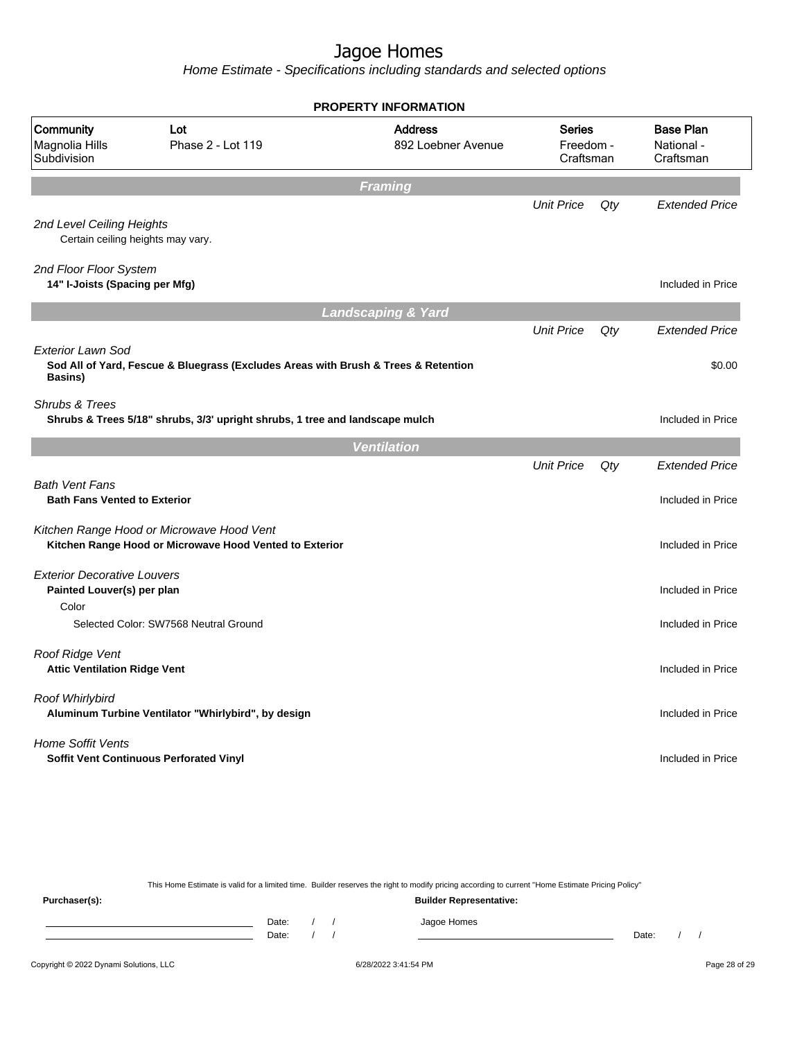# Jagoe Homes

*Home Estimate - Specifications including standards and selected options*

**PROPERTY INFORMATION**

| Community | Lot | Address | Series | Base Plan |
|---|---|---|---|---|
| Magnolia Hills Subdivision | Phase 2 - Lot 119 | 892 Loebner Avenue | Freedom - Craftsman | National - Craftsman |

## Framing

| | Unit Price | Qty | Extended Price |
|---|---|---|---|
| *2nd Level Ceiling Heights* | | | |
| Certain ceiling heights may vary. | | | |
| *2nd Floor Floor System* | | | |
| **14" I-Joists (Spacing per Mfg)** | | | Included in Price |

## Landscaping & Yard

| | Unit Price | Qty | Extended Price |
|---|---|---|---|
| *Exterior Lawn Sod* | | | |
| **Sod All of Yard, Fescue & Bluegrass (Excludes Areas with Brush & Trees & Retention Basins)** | | | $0.00 |
| *Shrubs & Trees* | | | |
| **Shrubs & Trees 5/18" shrubs, 3/3' upright shrubs, 1 tree and landscape mulch** | | | Included in Price |

## Ventilation

| | Unit Price | Qty | Extended Price |
|---|---|---|---|
| *Bath Vent Fans* | | | |
| **Bath Fans Vented to Exterior** | | | Included in Price |
| *Kitchen Range Hood or Microwave Hood Vent* | | | |
| **Kitchen Range Hood or Microwave Hood Vented to Exterior** | | | Included in Price |
| *Exterior Decorative Louvers* | | | |
| **Painted Louver(s) per plan** | | | Included in Price |
| Color | | | |
| Selected Color: SW7568 Neutral Ground | | | Included in Price |
| *Roof Ridge Vent* | | | |
| **Attic Ventilation Ridge Vent** | | | Included in Price |
| *Roof Whirlybird* | | | |
| **Aluminum Turbine Ventilator "Whirlybird", by design** | | | Included in Price |
| *Home Soffit Vents* | | | |
| **Soffit Vent Continuous Perforated Vinyl** | | | Included in Price |

This Home Estimate is valid for a limited time. Builder reserves the right to modify pricing according to current "Home Estimate Pricing Policy"

**Purchaser(s):** Date: / / Date: / /

**Builder Representative:** Jagoe Homes Date: / /

Copyright © 2022 Dynami Solutions, LLC 6/28/2022 3:41:54 PM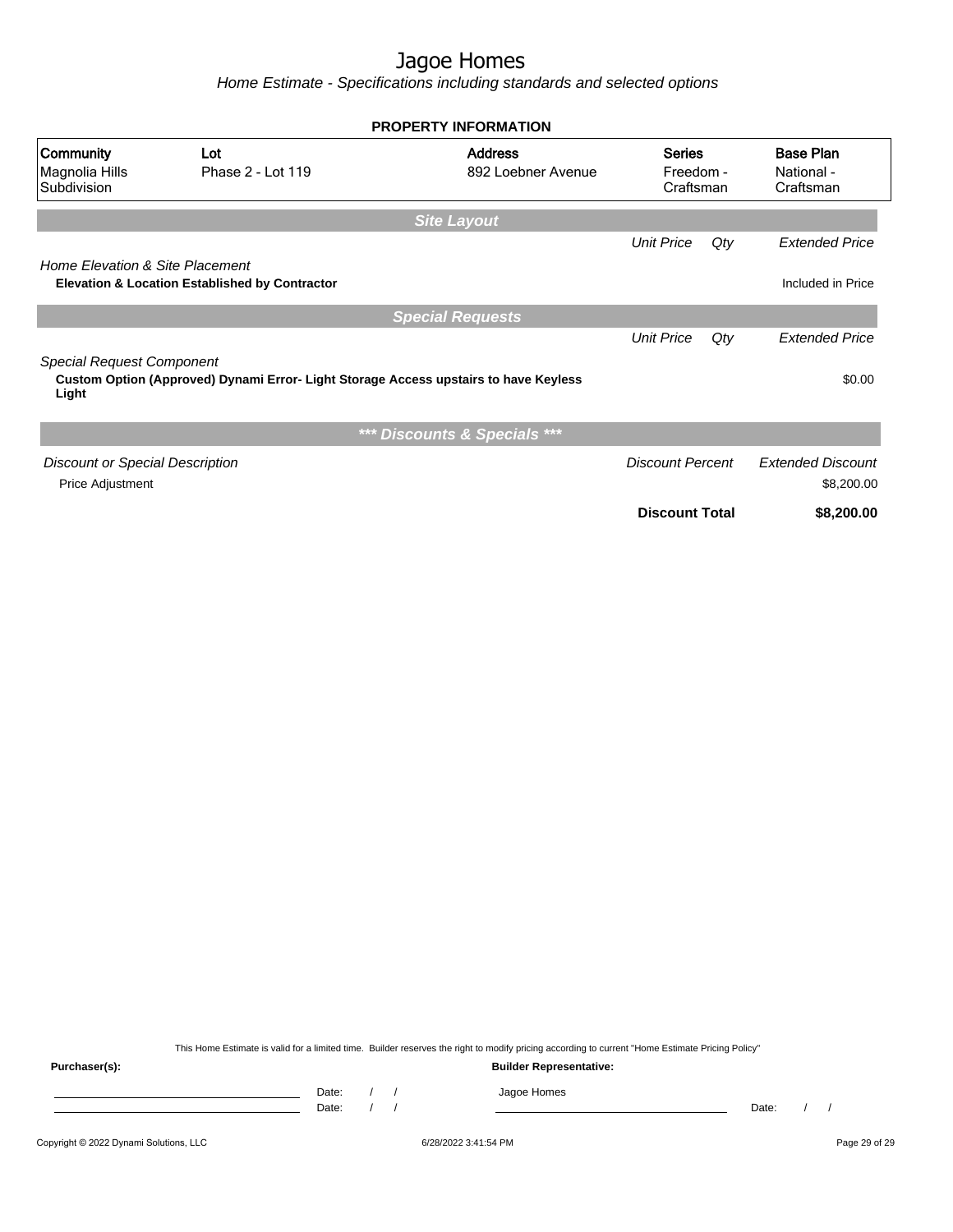# Jagoe Homes

*Home Estimate - Specifications including standards and selected options*

**PROPERTY INFORMATION**

| Community | Lot | Address | Series | Base Plan |
|---|---|---|---|---|
| Magnolia Hills Subdivision | Phase 2 - Lot 119 | 892 Loebner Avenue | Freedom - Craftsman | National - Craftsman |

**Site Layout**

| | Unit Price | Qty | Extended Price |
|---|---|---|---|
| *Home Elevation & Site Placement* | | | |
| **Elevation & Location Established by Contractor** | | | Included in Price |

**Special Requests**

| | Unit Price | Qty | Extended Price |
|---|---|---|---|
| *Special Request Component* | | | |
| **Custom Option (Approved) Dynami Error- Light Storage Access upstairs to have Keyless Light** | | | $0.00 |

***** Discounts & Specials *****

| Discount or Special Description | Discount Percent | Extended Discount |
|---|---|---|
| Price Adjustment | | $8,200.00 |
| | **Discount Total** | **$8,200.00** |

This Home Estimate is valid for a limited time. Builder reserves the right to modify pricing according to current "Home Estimate Pricing Policy"

**Purchaser(s):**

Date: / /

Date: / /

**Builder Representative:**

Jagoe Homes

Date: / /

Copyright © 2022 Dynami Solutions, LLC

6/28/2022 3:41:54 PM